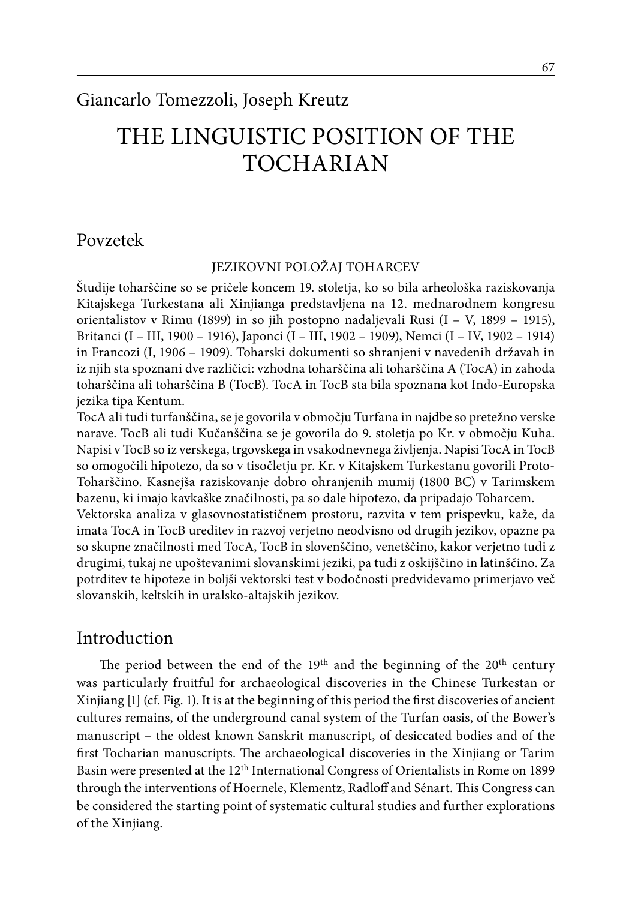Giancarlo Tomezzoli, Joseph Kreutz

# THE LINGUISTIC POSITION OF THE TOCHARIAN

## Povzetek

JEZIKOVNI POLOŽAJ TOHARCEV

Študije toharščine so se pričele koncem 19. stoletja, ko so bila arheološka raziskovanja Kitajskega Turkestana ali Xinjianga predstavljena na 12. mednarodnem kongresu orientalistov v Rimu (1899) in so jih postopno nadaljevali Rusi (I – V, 1899 – 1915), Britanci (I – III, 1900 – 1916), Japonci (I – III, 1902 – 1909), Nemci (I – IV, 1902 – 1914) in Francozi (I, 1906 – 1909). Toharski dokumenti so shranjeni v navedenih državah in iz njih sta spoznani dve različici: vzhodna toharščina ali toharščina A (TocA) in zahoda toharščina ali toharščina B (TocB). TocA in TocB sta bila spoznana kot Indo-Europska jezika tipa Kentum.

TocA ali tudi turfanščina, se je govorila v območju Turfana in najdbe so pretežno verske narave. TocB ali tudi Kučanščina se je govorila do 9. stoletja po Kr. v območju Kuha. Napisi v TocB so iz verskega, trgovskega in vsakodnevnega življenja. Napisi TocA in TocB so omogočili hipotezo, da so v tisočletju pr. Kr. v Kitajskem Turkestanu govorili Proto-Toharščino. Kasnejša raziskovanje dobro ohranjenih mumij (1800 BC) v Tarimskem bazenu, ki imajo kavkaške značilnosti, pa so dale hipotezo, da pripadajo Toharcem.

Vektorska analiza v glasovnostatističnem prostoru, razvita v tem prispevku, kaže, da imata TocA in TocB ureditev in razvoj verjetno neodvisno od drugih jezikov, opazne pa so skupne značilnosti med TocA, TocB in slovenščino, venetščino, kakor verjetno tudi z drugimi, tukaj ne upoštevanimi slovanskimi jeziki, pa tudi z oskijščino in latinščino. Za potrditev te hipoteze in boljši vektorski test v bodočnosti predvidevamo primerjavo več slovanskih, keltskih in uralsko-altajskih jezikov.

## Introduction

The period between the end of the 19th and the beginning of the 20th century was particularly fruitful for archaeological discoveries in the Chinese Turkestan or Xinjiang [1] (cf. Fig. 1). It is at the beginning of this period the first discoveries of ancient cultures remains, of the underground canal system of the Turfan oasis, of the Bower's manuscript – the oldest known Sanskrit manuscript, of desiccated bodies and of the first Tocharian manuscripts. The archaeological discoveries in the Xinjiang or Tarim Basin were presented at the 12th International Congress of Orientalists in Rome on 1899 through the interventions of Hoernele, Klementz, Radloff and Sénart. This Congress can be considered the starting point of systematic cultural studies and further explorations of the Xinjiang.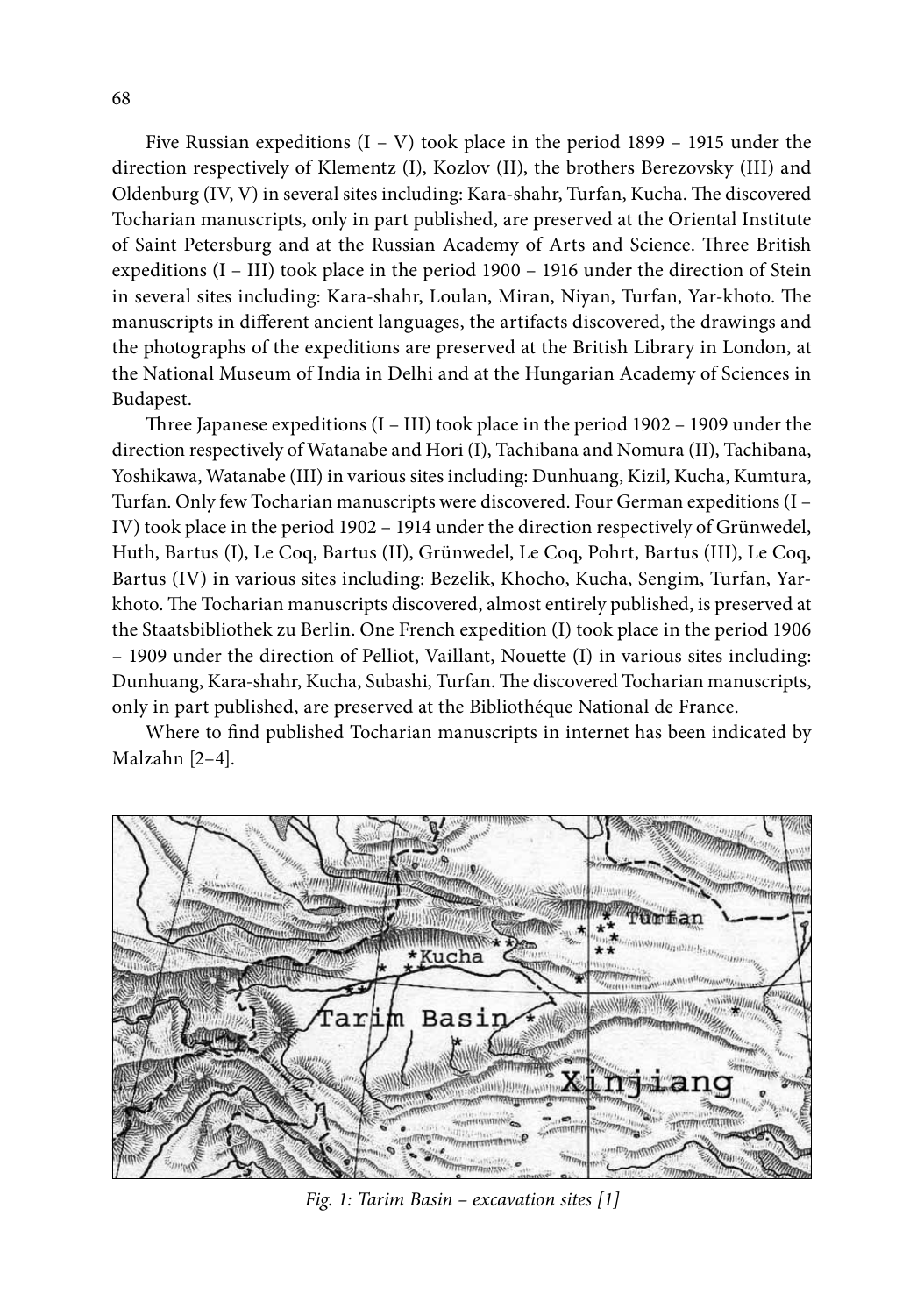Five Russian expeditions (I – V) took place in the period 1899 – 1915 under the direction respectively of Klementz (I), Kozlov (II), the brothers Berezovsky (III) and Oldenburg (IV, V) in several sites including: Kara-shahr, Turfan, Kucha. The discovered Tocharian manuscripts, only in part published, are preserved at the Oriental Institute of Saint Petersburg and at the Russian Academy of Arts and Science. Three British expeditions (I – III) took place in the period 1900 – 1916 under the direction of Stein in several sites including: Kara-shahr, Loulan, Miran, Niyan, Turfan, Yar-khoto. The manuscripts in different ancient languages, the artifacts discovered, the drawings and the photographs of the expeditions are preserved at the British Library in London, at the National Museum of India in Delhi and at the Hungarian Academy of Sciences in Budapest.

Three Japanese expeditions (I – III) took place in the period 1902 – 1909 under the direction respectively of Watanabe and Hori (I), Tachibana and Nomura (II), Tachibana, Yoshikawa, Watanabe (III) in various sites including: Dunhuang, Kizil, Kucha, Kumtura, Turfan. Only few Tocharian manuscripts were discovered. Four German expeditions (I – IV) took place in the period 1902 – 1914 under the direction respectively of Grünwedel, Huth, Bartus (I), Le Coq, Bartus (II), Grünwedel, Le Coq, Pohrt, Bartus (III), Le Coq, Bartus (IV) in various sites including: Bezelik, Khocho, Kucha, Sengim, Turfan, Yar-khoto. The Tocharian manuscripts discovered, almost entirely published, is preserved at the Staatsbibliothek zu Berlin. One French expedition (I) took place in the period 1906 – 1909 under the direction of Pelliot, Vaillant, Nouette (I) in various sites including: Dunhuang, Kara-shahr, Kucha, Subashi, Turfan. The discovered Tocharian manuscripts, only in part published, are preserved at the Bibliothéque National de France.

Where to find published Tocharian manuscripts in internet has been indicated by Malzahn [2–4].

*Fig. 1: Tarim Basin – excavation sites [1]*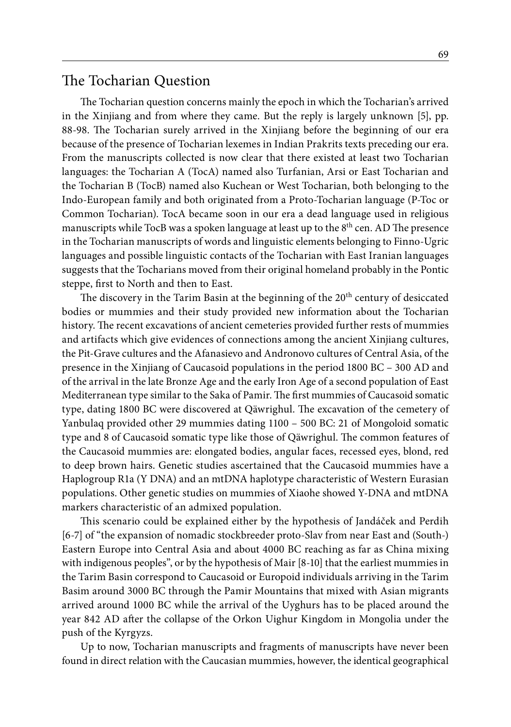## The Tocharian Question

The Tocharian question concerns mainly the epoch in which the Tocharian's arrived in the Xinjiang and from where they came. But the reply is largely unknown [5], pp. 88-98. The Tocharian surely arrived in the Xinjiang before the beginning of our era because of the presence of Tocharian lexemes in Indian Prakrits texts preceding our era. From the manuscripts collected is now clear that there existed at least two Tocharian languages: the Tocharian A (TocA) named also Turfanian, Arsi or East Tocharian and the Tocharian B (TocB) named also Kuchean or West Tocharian, both belonging to the Indo-European family and both originated from a Proto-Tocharian language (P-Toc or Common Tocharian). TocA became soon in our era a dead language used in religious manuscripts while TocB was a spoken language at least up to the 8th cen. AD The presence in the Tocharian manuscripts of words and linguistic elements belonging to Finno-Ugric languages and possible linguistic contacts of the Tocharian with East Iranian languages suggests that the Tocharians moved from their original homeland probably in the Pontic steppe, first to North and then to East.

The discovery in the Tarim Basin at the beginning of the 20th century of desiccated bodies or mummies and their study provided new information about the Tocharian history. The recent excavations of ancient cemeteries provided further rests of mummies and artifacts which give evidences of connections among the ancient Xinjiang cultures, the Pit-Grave cultures and the Afanasievo and Andronovo cultures of Central Asia, of the presence in the Xinjiang of Caucasoid populations in the period 1800 BC – 300 AD and of the arrival in the late Bronze Age and the early Iron Age of a second population of East Mediterranean type similar to the Saka of Pamir. The first mummies of Caucasoid somatic type, dating 1800 BC were discovered at Qäwrighul. The excavation of the cemetery of Yanbulaq provided other 29 mummies dating 1100 – 500 BC: 21 of Mongoloid somatic type and 8 of Caucasoid somatic type like those of Qäwrighul. The common features of the Caucasoid mummies are: elongated bodies, angular faces, recessed eyes, blond, red to deep brown hairs. Genetic studies ascertained that the Caucasoid mummies have a Haplogroup R1a (Y DNA) and an mtDNA haplotype characteristic of Western Eurasian populations. Other genetic studies on mummies of Xiaohe showed Y-DNA and mtDNA markers characteristic of an admixed population.

This scenario could be explained either by the hypothesis of Jandáček and Perdih [6-7] of "the expansion of nomadic stockbreeder proto-Slav from near East and (South-) Eastern Europe into Central Asia and about 4000 BC reaching as far as China mixing with indigenous peoples", or by the hypothesis of Mair [8-10] that the earliest mummies in the Tarim Basin correspond to Caucasoid or Europoid individuals arriving in the Tarim Basim around 3000 BC through the Pamir Mountains that mixed with Asian migrants arrived around 1000 BC while the arrival of the Uyghurs has to be placed around the year 842 AD after the collapse of the Orkon Uighur Kingdom in Mongolia under the push of the Kyrgyzs.

Up to now, Tocharian manuscripts and fragments of manuscripts have never been found in direct relation with the Caucasian mummies, however, the identical geographical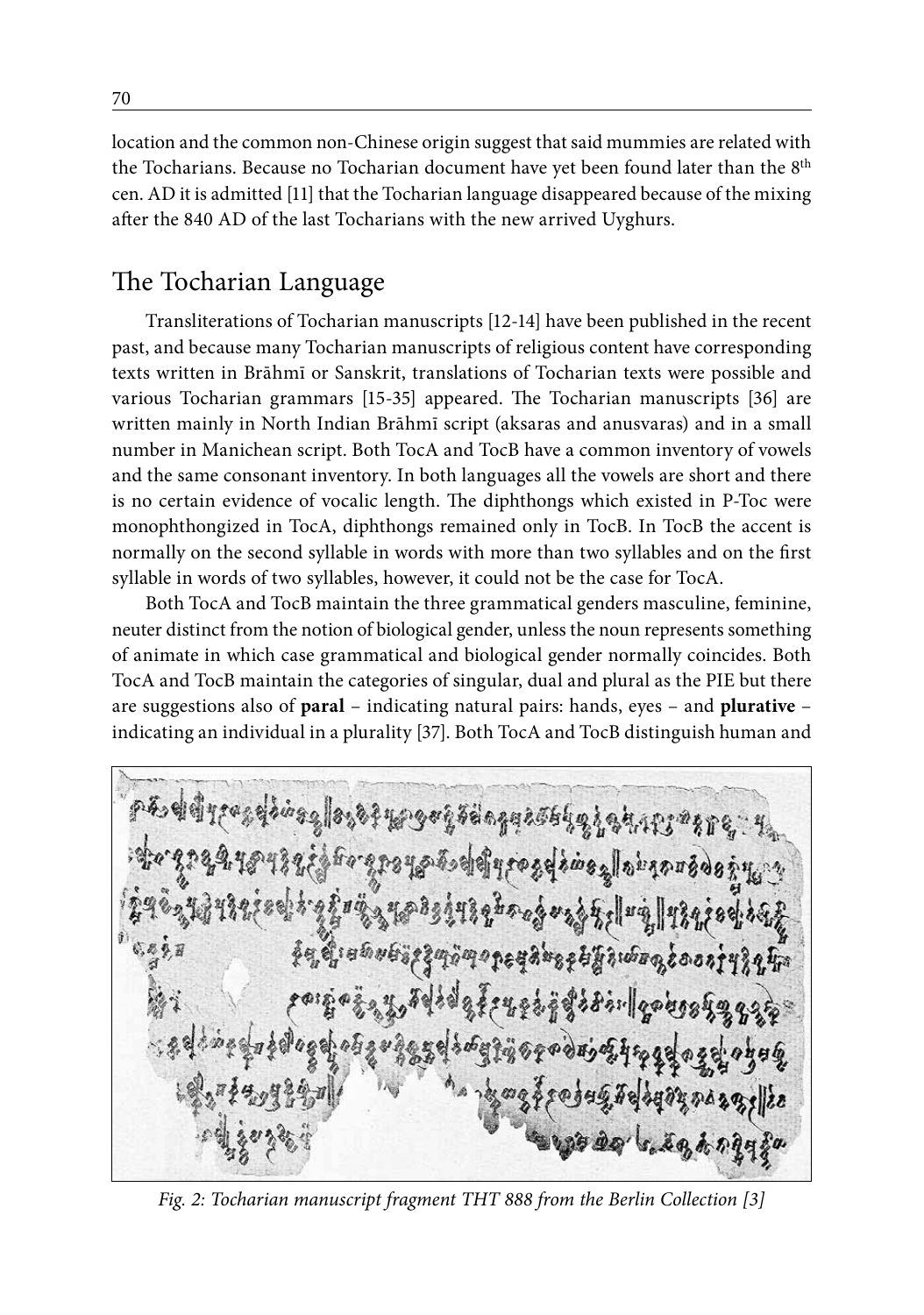location and the common non-Chinese origin suggest that said mummies are related with the Tocharians. Because no Tocharian document have yet been found later than the 8th cen. AD it is admitted [11] that the Tocharian language disappeared because of the mixing after the 840 AD of the last Tocharians with the new arrived Uyghurs.

## The Tocharian Language

Transliterations of Tocharian manuscripts [12-14] have been published in the recent past, and because many Tocharian manuscripts of religious content have corresponding texts written in Brāhmī or Sanskrit, translations of Tocharian texts were possible and various Tocharian grammars [15-35] appeared. The Tocharian manuscripts [36] are written mainly in North Indian Brāhmī script (aksaras and anusvaras) and in a small number in Manichean script. Both TocA and TocB have a common inventory of vowels and the same consonant inventory. In both languages all the vowels are short and there is no certain evidence of vocalic length. The diphthongs which existed in P-Toc were monophthongized in TocA, diphthongs remained only in TocB. In TocB the accent is normally on the second syllable in words with more than two syllables and on the first syllable in words of two syllables, however, it could not be the case for TocA.

Both TocA and TocB maintain the three grammatical genders masculine, feminine, neuter distinct from the notion of biological gender, unless the noun represents something of animate in which case grammatical and biological gender normally coincides. Both TocA and TocB maintain the categories of singular, dual and plural as the PIE but there are suggestions also of **paral** – indicating natural pairs: hands, eyes – and **plurative** – indicating an individual in a plurality [37]. Both TocA and TocB distinguish human and

*Fig. 2: Tocharian manuscript fragment THT 888 from the Berlin Collection [3]*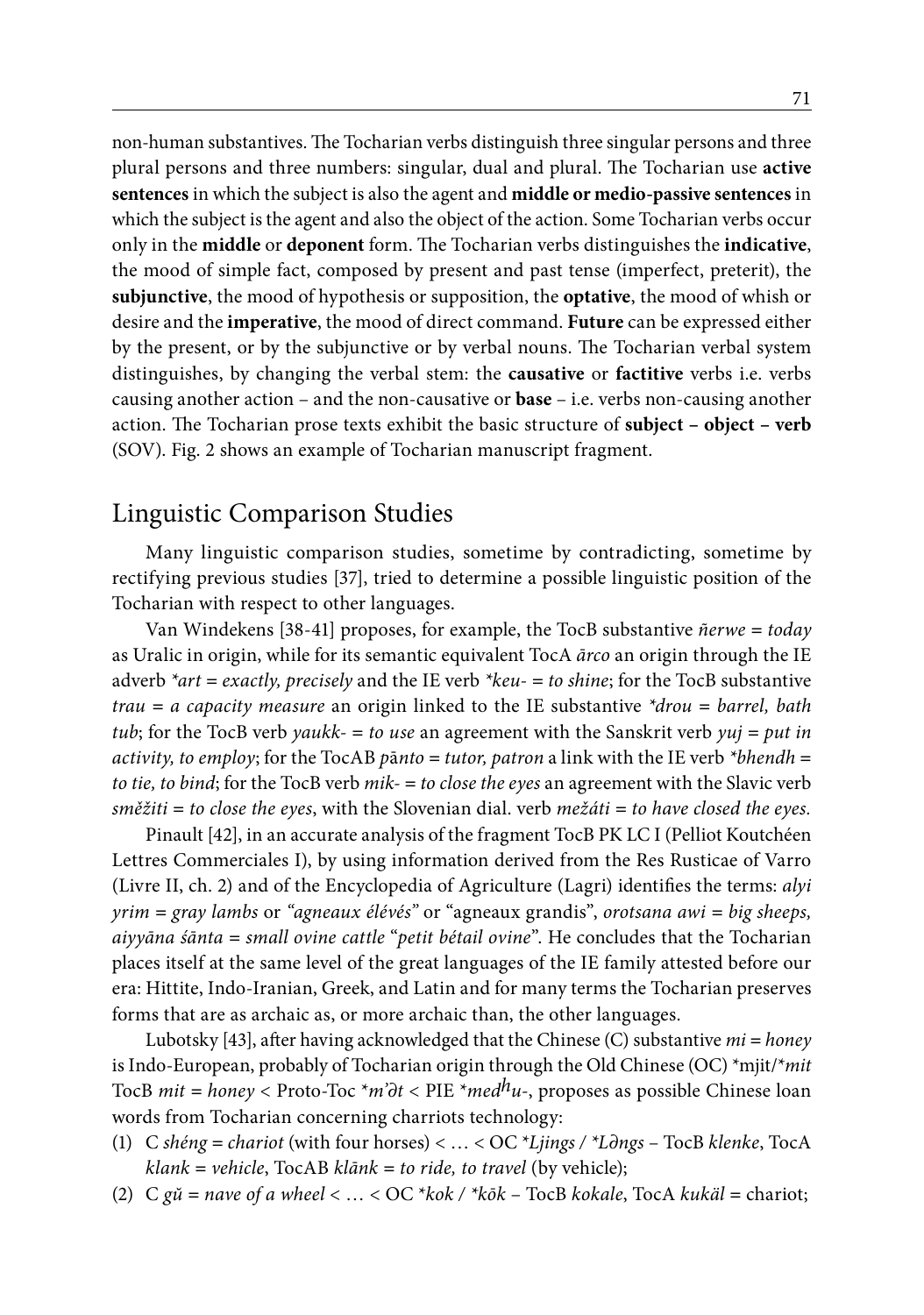non-human substantives. The Tocharian verbs distinguish three singular persons and three plural persons and three numbers: singular, dual and plural. The Tocharian use **active sentences** in which the subject is also the agent and **middle or medio-passive sentences** in which the subject is the agent and also the object of the action. Some Tocharian verbs occur only in the **middle** or **deponent** form. The Tocharian verbs distinguishes the **indicative**, the mood of simple fact, composed by present and past tense (imperfect, preterit), the **subjunctive**, the mood of hypothesis or supposition, the **optative**, the mood of whish or desire and the **imperative**, the mood of direct command. **Future** can be expressed either by the present, or by the subjunctive or by verbal nouns. The Tocharian verbal system distinguishes, by changing the verbal stem: the **causative** or **factitive** verbs i.e. verbs causing another action – and the non-causative or **base** – i.e. verbs non-causing another action. The Tocharian prose texts exhibit the basic structure of **subject – object – verb** (SOV). Fig. 2 shows an example of Tocharian manuscript fragment.

## Linguistic Comparison Studies

Many linguistic comparison studies, sometime by contradicting, sometime by rectifying previous studies [37], tried to determine a possible linguistic position of the Tocharian with respect to other languages.

Van Windekens [38-41] proposes, for example, the TocB substantive *ñerwe = today* as Uralic in origin, while for its semantic equivalent TocA *ārco* an origin through the IE adverb *\*art = exactly, precisely* and the IE verb *\*keu- = to shine*; for the TocB substantive *trau = a capacity measure* an origin linked to the IE substantive *\*drou = barrel, bath tub*; for the TocB verb *yaukk- = to use* an agreement with the Sanskrit verb *yuj = put in activity, to employ*; for the TocAB *pānto = tutor, patron* a link with the IE verb *\*bhendh = to tie, to bind*; for the TocB verb *mik- = to close the eyes* an agreement with the Slavic verb *směžiti = to close the eyes*, with the Slovenian dial. verb *mežáti = to have closed the eyes.*

Pinault [42], in an accurate analysis of the fragment TocB PK LC I (Pelliot Koutchéen Lettres Commerciales I), by using information derived from the Res Rusticae of Varro (Livre II, ch. 2) and of the Encyclopedia of Agriculture (Lagri) identifies the terms: *alyi yrim = gray lambs* or *"agneaux élévés"* or "agneaux grandis", *orotsana awi = big sheeps, aiyyāna śānta = small ovine cattle "petit bétail ovine"*. He concludes that the Tocharian places itself at the same level of the great languages of the IE family attested before our era: Hittite, Indo-Iranian, Greek, and Latin and for many terms the Tocharian preserves forms that are as archaic as, or more archaic than, the other languages.

Lubotsky [43], after having acknowledged that the Chinese (C) substantive *mi = honey* is Indo-European, probably of Tocharian origin through the Old Chinese (OC) \*mjit/\**mit* TocB *mit = honey* < Proto-Toc \**m'∂t* < PIE \**med$^{h}$u-*, proposes as possible Chinese loan words from Tocharian concerning charriots technology:

(1) C *shéng = chariot* (with four horses) < … < OC \**Ljings* / \**L∂ngs* – TocB *klenke*, TocA *klank = vehicle*, TocAB *klānk = to ride, to travel* (by vehicle);
(2) C *gŭ = nave of a wheel* < … < OC \**kok* / \**kōk* – TocB *kokale*, TocA *kukäl* = chariot;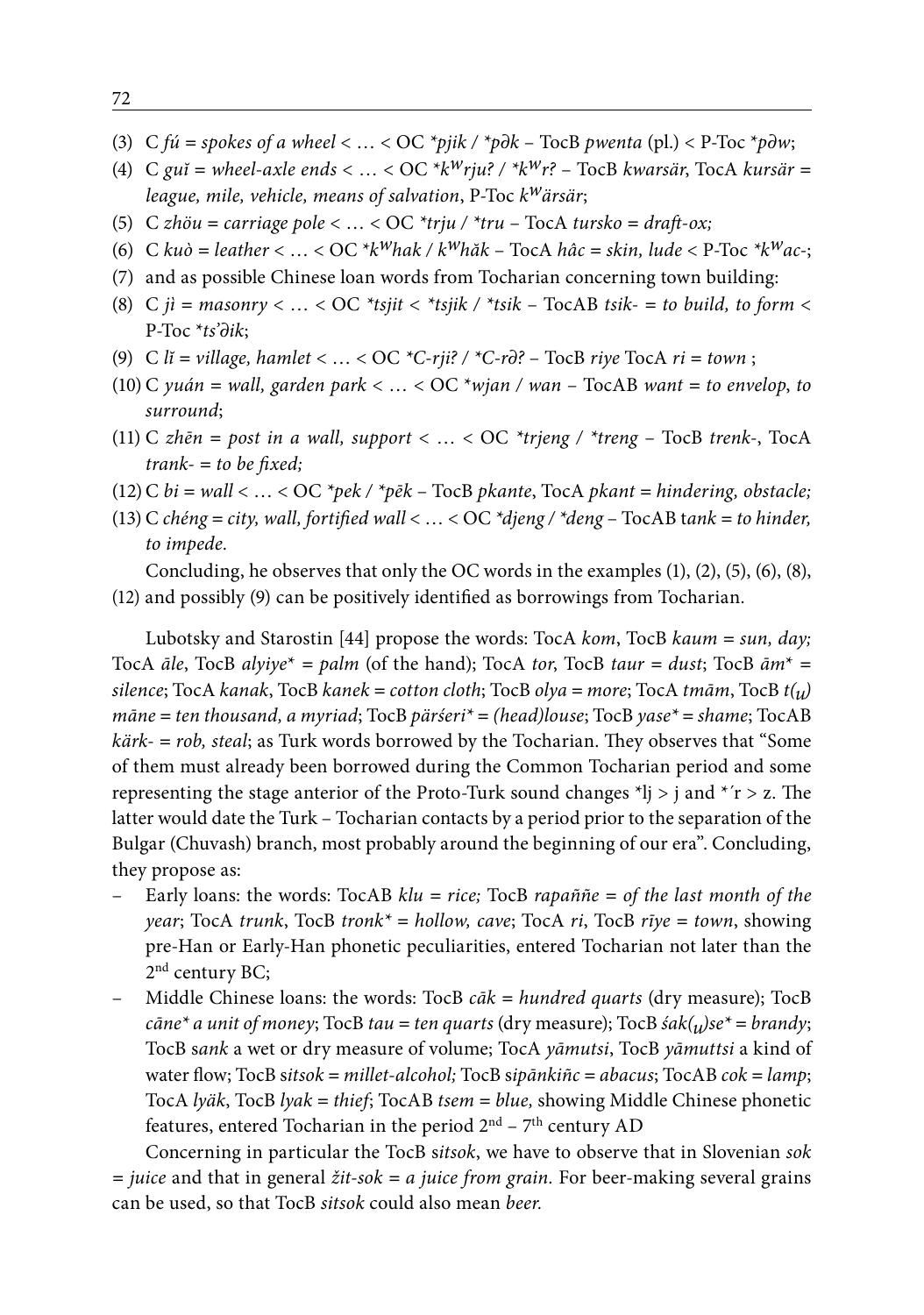(3) C *fú* = *spokes of a wheel* < … < OC *\*pjik* / *\*pək* – TocB *pwenta* (pl.) < P-Toc *\*pəw*;

(4) C *guǐ* = *wheel-axle ends* < … < OC *\*k^w^rju?* / *\*k^w^r?* – TocB *kwarsär*, TocA *kursär* = *league, mile, vehicle, means of salvation*, P-Toc *k^w^ärsär*;

(5) C *zhōu* = *carriage pole* < … < OC *\*trju* / *\*tru* – TocA *tursko* = *draft-ox;*

(6) C *kuò* = *leather* < … < OC *\*k^w^hak* / *k^w^hăk* – TocA *hâc* = *skin, lude* < P-Toc *\*k^w^ac-*;

(7) and as possible Chinese loan words from Tocharian concerning town building:

(8) C *jì* = *masonry* < … < OC *\*tsjit* < *\*tsjik* / *\*tsik* – TocAB *tsik-* = *to build, to form* < P-Toc *\*ts'ək*;

(9) C *lǐ* = *village, hamlet* < … < OC *\*C-rji?* / *\*C-rə?* – TocB *riye* TocA *ri* = *town* ;

(10) C *yuán* = *wall, garden park* < … < OC *\*wjan* / *wan* – TocAB *want* = *to envelop, to surround*;

(11) C *zhēn* = *post in a wall, support* < … < OC *\*trjeng* / *\*treng* – TocB *trenk-*, TocA *trank-* = *to be fixed;*

(12) C *bi* = *wall* < … < OC *\*pek* / *\*pēk* – TocB *pkante*, TocA *pkant* = *hindering, obstacle;*

(13) C *chéng* = *city, wall, fortified wall* < … < OC *\*djeng* / *\*deng* – TocAB t*ank* = *to hinder, to impede.*

Concluding, he observes that only the OC words in the examples (1), (2), (5), (6), (8), (12) and possibly (9) can be positively identified as borrowings from Tocharian.

Lubotsky and Starostin [44] propose the words: TocA *kom*, TocB *kaum* = *sun, day;* TocA *āle*, TocB *alyiye\** = *palm* (of the hand); TocA *tor*, TocB *taur* = *dust*; TocB *ām\** = *silence*; TocA *kanak*, TocB *kanek* = *cotton cloth*; TocB *olya* = *more*; TocA *tmām*, TocB *t(u) māne* = *ten thousand, a myriad*; TocB *pärśeri\** = *(head)louse*; TocB *yase\** = *shame*; TocAB *kärk-* = *rob, steal*; as Turk words borrowed by the Tocharian. They observes that "Some of them must already been borrowed during the Common Tocharian period and some representing the stage anterior of the Proto-Turk sound changes \*lj > j and \*ŕ > z. The latter would date the Turk – Tocharian contacts by a period prior to the separation of the Bulgar (Chuvash) branch, most probably around the beginning of our era". Concluding, they propose as:

- Early loans: the words: TocAB *klu* = *rice;* TocB *rapaññe* = *of the last month of the year*; TocA *trunk*, TocB *tronk\** = *hollow, cave*; TocA *ri*, TocB *rīye* = *town*, showing pre-Han or Early-Han phonetic peculiarities, entered Tocharian not later than the 2nd century BC;
- Middle Chinese loans: the words: TocB *cāk* = *hundred quarts* (dry measure); TocB *cāne\* a unit of money*; TocB *tau* = *ten quarts* (dry measure); TocB *śak(u)se\** = *brandy*; TocB s*ank* a wet or dry measure of volume; TocA *yāmutsi*, TocB *yāmuttsi* a kind of water flow; TocB s*itsok* = *millet-alcohol;* TocB s*ipānkiñc* = *abacus*; TocAB *cok* = *lamp*; TocA *lyäk*, TocB *lyak* = *thief*; TocAB *tsem* = *blue,* showing Middle Chinese phonetic features, entered Tocharian in the period 2nd – 7th century AD

Concerning in particular the TocB s*itsok*, we have to observe that in Slovenian *sok* = *juice* and that in general *žit-sok* = *a juice from grain.* For beer-making several grains can be used, so that TocB *sitsok* could also mean *beer.*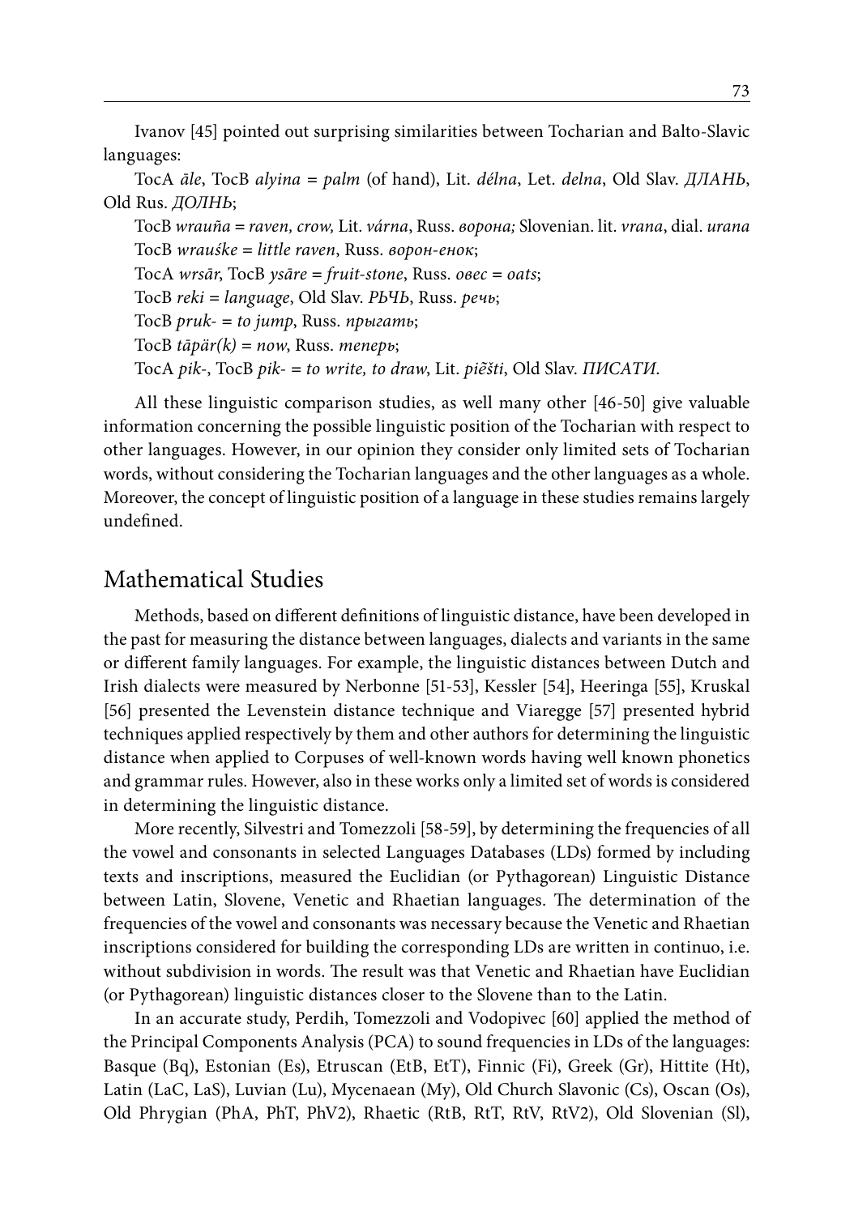Ivanov [45] pointed out surprising similarities between Tocharian and Balto-Slavic languages:

TocA *āle*, TocB *alyina* = *palm* (of hand), Lit. *délna*, Let. *delna*, Old Slav. *ДЛАНЬ*, Old Rus. *ДОЛНЬ*;

TocB *wrauña* = *raven, crow,* Lit. *várna*, Russ. *ворона;* Slovenian. lit. *vrana*, dial. *urana*

TocB *wrauśke* = *little raven*, Russ. *ворон-енок*;

TocA *wrsār*, TocB *ysāre* = *fruit-stone*, Russ. *овес* = *oats*;

TocB *reki* = *language*, Old Slav. *РЬЧЬ*, Russ. *речь*;

TocB *pruk-* = *to jump*, Russ. *прыгать*;

TocB *tāpär(k)* = *now*, Russ. *теперь*;

TocA *pik-*, TocB *pik-* = *to write, to draw*, Lit. *piẽšti*, Old Slav. *ПИСАТИ*.

All these linguistic comparison studies, as well many other [46-50] give valuable information concerning the possible linguistic position of the Tocharian with respect to other languages. However, in our opinion they consider only limited sets of Tocharian words, without considering the Tocharian languages and the other languages as a whole. Moreover, the concept of linguistic position of a language in these studies remains largely undefined.

## Mathematical Studies

Methods, based on different definitions of linguistic distance, have been developed in the past for measuring the distance between languages, dialects and variants in the same or different family languages. For example, the linguistic distances between Dutch and Irish dialects were measured by Nerbonne [51-53], Kessler [54], Heeringa [55], Kruskal [56] presented the Levenstein distance technique and Viaregge [57] presented hybrid techniques applied respectively by them and other authors for determining the linguistic distance when applied to Corpuses of well-known words having well known phonetics and grammar rules. However, also in these works only a limited set of words is considered in determining the linguistic distance.

More recently, Silvestri and Tomezzoli [58-59], by determining the frequencies of all the vowel and consonants in selected Languages Databases (LDs) formed by including texts and inscriptions, measured the Euclidian (or Pythagorean) Linguistic Distance between Latin, Slovene, Venetic and Rhaetian languages. The determination of the frequencies of the vowel and consonants was necessary because the Venetic and Rhaetian inscriptions considered for building the corresponding LDs are written in continuo, i.e. without subdivision in words. The result was that Venetic and Rhaetian have Euclidian (or Pythagorean) linguistic distances closer to the Slovene than to the Latin.

In an accurate study, Perdih, Tomezzoli and Vodopivec [60] applied the method of the Principal Components Analysis (PCA) to sound frequencies in LDs of the languages: Basque (Bq), Estonian (Es), Etruscan (EtB, EtT), Finnic (Fi), Greek (Gr), Hittite (Ht), Latin (LaC, LaS), Luvian (Lu), Mycenaean (My), Old Church Slavonic (Cs), Oscan (Os), Old Phrygian (PhA, PhT, PhV2), Rhaetic (RtB, RtT, RtV, RtV2), Old Slovenian (Sl),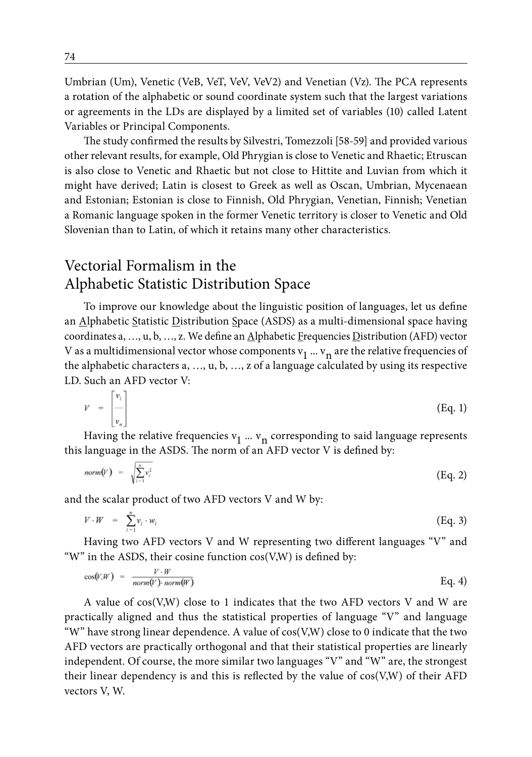Umbrian (Um), Venetic (VeB, VeT, VeV, VeV2) and Venetian (Vz). The PCA represents a rotation of the alphabetic or sound coordinate system such that the largest variations or agreements in the LDs are displayed by a limited set of variables (10) called Latent Variables or Principal Components.

The study confirmed the results by Silvestri, Tomezzoli [58-59] and provided various other relevant results, for example, Old Phrygian is close to Venetic and Rhaetic; Etruscan is also close to Venetic and Rhaetic but not close to Hittite and Luvian from which it might have derived; Latin is closest to Greek as well as Oscan, Umbrian, Mycenaean and Estonian; Estonian is close to Finnish, Old Phrygian, Venetian, Finnish; Venetian a Romanic language spoken in the former Venetic territory is closer to Venetic and Old Slovenian than to Latin, of which it retains many other characteristics.

## Vectorial Formalism in the Alphabetic Statistic Distribution Space

To improve our knowledge about the linguistic position of languages, let us define an Alphabetic Statistic Distribution Space (ASDS) as a multi-dimensional space having coordinates a, …, u, b, …, z. We define an Alphabetic Frequencies Distribution (AFD) vector V as a multidimensional vector whose components $v_1 \dots v_n$ are the relative frequencies of the alphabetic characters a, …, u, b, …, z of a language calculated by using its respective LD. Such an AFD vector V:

$$V = \begin{bmatrix} v_1 \\ \text{—} \\ v_n \end{bmatrix} \tag{Eq. 1}$$

Having the relative frequencies $v_1 \dots v_n$ corresponding to said language represents this language in the ASDS. The norm of an AFD vector V is defined by:

$$norm(V) = \sqrt{\sum_{i=1}^{n} v_i^2} \tag{Eq. 2}$$

and the scalar product of two AFD vectors V and W by:

$$V \cdot W = \sum_{i=1}^{n} v_i \cdot w_i \tag{Eq. 3}$$

Having two AFD vectors V and W representing two different languages "V" and "W" in the ASDS, their cosine function cos(V,W) is defined by:

$$\cos(V,W) = \frac{V \cdot W}{norm(V) \cdot norm(W)} \tag{Eq. 4}$$

A value of cos(V,W) close to 1 indicates that the two AFD vectors V and W are practically aligned and thus the statistical properties of language "V" and language "W" have strong linear dependence. A value of cos(V,W) close to 0 indicate that the two AFD vectors are practically orthogonal and that their statistical properties are linearly independent. Of course, the more similar two languages "V" and "W" are, the strongest their linear dependency is and this is reflected by the value of cos(V,W) of their AFD vectors V, W.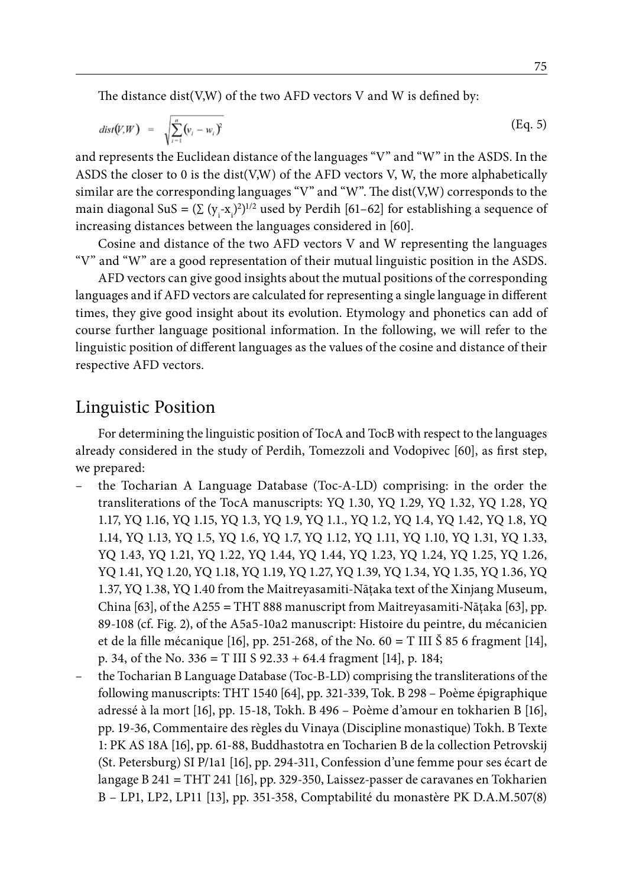The distance dist(V,W) of the two AFD vectors V and W is defined by:

$$dist(V,W) = \sqrt{\sum_{i=1}^{n}(v_i - w_i)^2} \quad \text{(Eq. 5)}$$

and represents the Euclidean distance of the languages "V" and "W" in the ASDS. In the ASDS the closer to 0 is the dist(V,W) of the AFD vectors V, W, the more alphabetically similar are the corresponding languages "V" and "W". The dist(V,W) corresponds to the main diagonal SuS = $(\sum (y_i - x_i)^2)^{1/2}$ used by Perdih [61–62] for establishing a sequence of increasing distances between the languages considered in [60].

Cosine and distance of the two AFD vectors V and W representing the languages "V" and "W" are a good representation of their mutual linguistic position in the ASDS.

AFD vectors can give good insights about the mutual positions of the corresponding languages and if AFD vectors are calculated for representing a single language in different times, they give good insight about its evolution. Etymology and phonetics can add of course further language positional information. In the following, we will refer to the linguistic position of different languages as the values of the cosine and distance of their respective AFD vectors.

## Linguistic Position

For determining the linguistic position of TocA and TocB with respect to the languages already considered in the study of Perdih, Tomezzoli and Vodopivec [60], as first step, we prepared:

- the Tocharian A Language Database (Toc-A-LD) comprising: in the order the transliterations of the TocA manuscripts: YQ 1.30, YQ 1.29, YQ 1.32, YQ 1.28, YQ 1.17, YQ 1.16, YQ 1.15, YQ 1.3, YQ 1.9, YQ 1.1., YQ 1.2, YQ 1.4, YQ 1.42, YQ 1.8, YQ 1.14, YQ 1.13, YQ 1.5, YQ 1.6, YQ 1.7, YQ 1.12, YQ 1.11, YQ 1.10, YQ 1.31, YQ 1.33, YQ 1.43, YQ 1.21, YQ 1.22, YQ 1.44, YQ 1.44, YQ 1.23, YQ 1.24, YQ 1.25, YQ 1.26, YQ 1.41, YQ 1.20, YQ 1.18, YQ 1.19, YQ 1.27, YQ 1.39, YQ 1.34, YQ 1.35, YQ 1.36, YQ 1.37, YQ 1.38, YQ 1.40 from the Maitreyasamiti-Nāṭaka text of the Xinjang Museum, China [63], of the A255 = THT 888 manuscript from Maitreyasamiti-Nāṭaka [63], pp. 89-108 (cf. Fig. 2), of the A5a5-10a2 manuscript: Histoire du peintre, du mécanicien et de la fille mécanique [16], pp. 251-268, of the No. 60 = T III Š 85 6 fragment [14], p. 34, of the No. 336 = T III S 92.33 + 64.4 fragment [14], p. 184;
- the Tocharian B Language Database (Toc-B-LD) comprising the transliterations of the following manuscripts: THT 1540 [64], pp. 321-339, Tok. B 298 – Poème épigraphique adressé à la mort [16], pp. 15-18, Tokh. B 496 – Poème d'amour en tokharien B [16], pp. 19-36, Commentaire des règles du Vinaya (Discipline monastique) Tokh. B Texte 1: PK AS 18A [16], pp. 61-88, Buddhastotra en Tocharien B de la collection Petrovskij (St. Petersburg) SI P/1a1 [16], pp. 294-311, Confession d'une femme pour ses écart de langage B 241 = THT 241 [16], pp. 329-350, Laissez-passer de caravanes en Tokharien B – LP1, LP2, LP11 [13], pp. 351-358, Comptabilité du monastère PK D.A.M.507(8)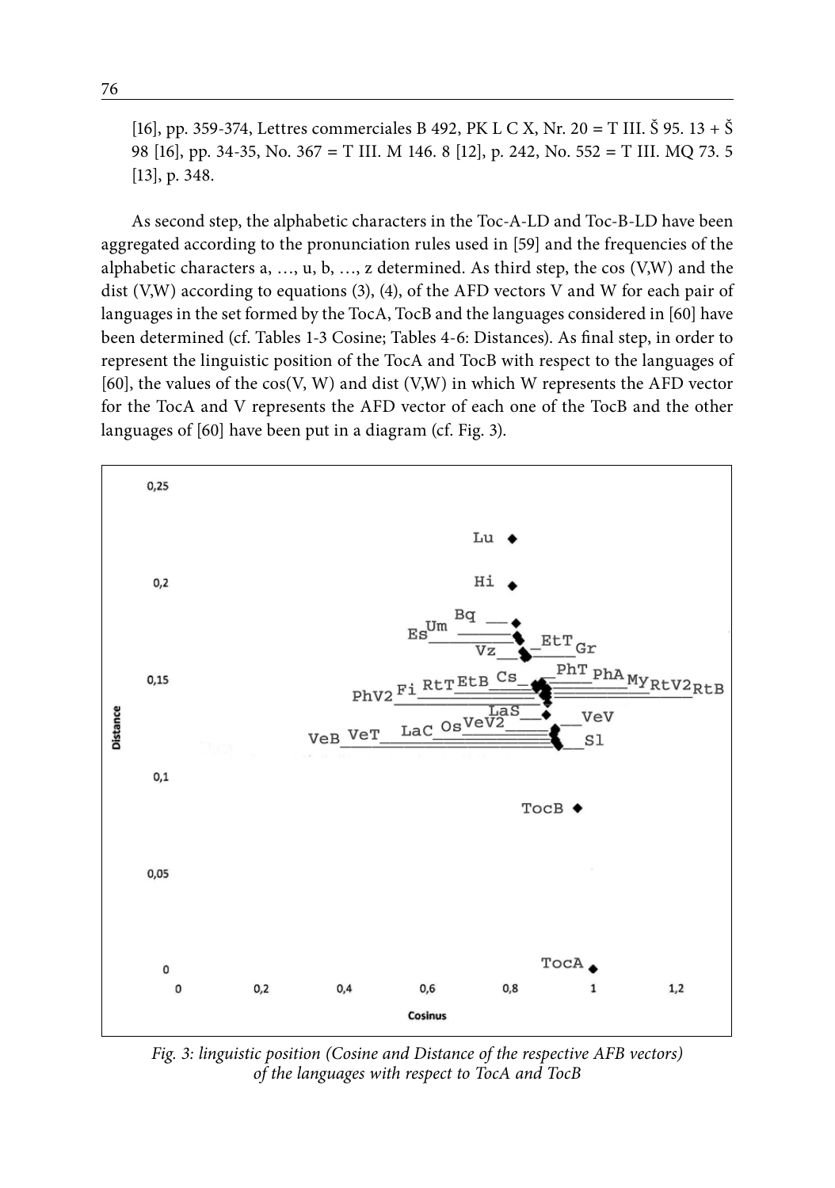[16], pp. 359-374, Lettres commerciales B 492, PK L C X, Nr. 20 = T III. Š 95. 13 + Š 98 [16], pp. 34-35, No. 367 = T III. M 146. 8 [12], p. 242, No. 552 = T III. MQ 73. 5 [13], p. 348.

As second step, the alphabetic characters in the Toc-A-LD and Toc-B-LD have been aggregated according to the pronunciation rules used in [59] and the frequencies of the alphabetic characters a, …, u, b, …, z determined. As third step, the cos (V,W) and the dist (V,W) according to equations (3), (4), of the AFD vectors V and W for each pair of languages in the set formed by the TocA, TocB and the languages considered in [60] have been determined (cf. Tables 1-3 Cosine; Tables 4-6: Distances). As final step, in order to represent the linguistic position of the TocA and TocB with respect to the languages of [60], the values of the cos(V, W) and dist (V,W) in which W represents the AFD vector for the TocA and V represents the AFD vector of each one of the TocB and the other languages of [60] have been put in a diagram (cf. Fig. 3).

*Fig. 3: linguistic position (Cosine and Distance of the respective AFB vectors) of the languages with respect to TocA and TocB*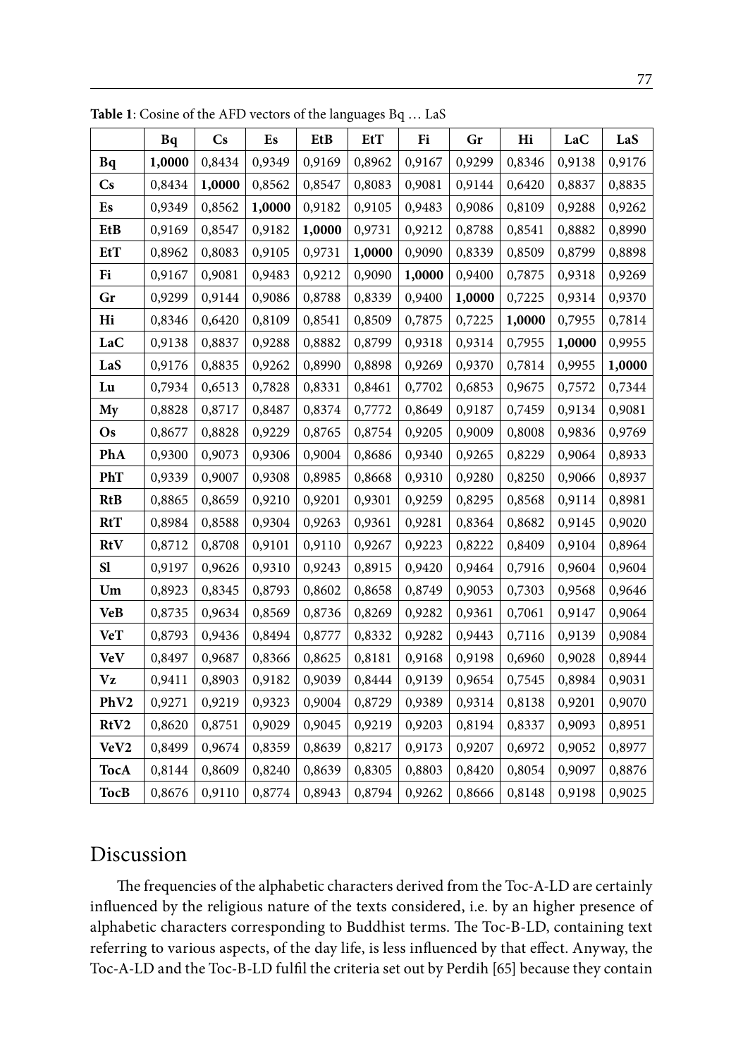**Table 1**: Cosine of the AFD vectors of the languages Bq … LaS

| | Bq | Cs | Es | EtB | EtT | Fi | Gr | Hi | LaC | LaS |
|---|---|---|---|---|---|---|---|---|---|---|
| **Bq** | **1,0000** | 0,8434 | 0,9349 | 0,9169 | 0,8962 | 0,9167 | 0,9299 | 0,8346 | 0,9138 | 0,9176 |
| **Cs** | 0,8434 | **1,0000** | 0,8562 | 0,8547 | 0,8083 | 0,9081 | 0,9144 | 0,6420 | 0,8837 | 0,8835 |
| **Es** | 0,9349 | 0,8562 | **1,0000** | 0,9182 | 0,9105 | 0,9483 | 0,9086 | 0,8109 | 0,9288 | 0,9262 |
| **EtB** | 0,9169 | 0,8547 | 0,9182 | **1,0000** | 0,9731 | 0,9212 | 0,8788 | 0,8541 | 0,8882 | 0,8990 |
| **EtT** | 0,8962 | 0,8083 | 0,9105 | 0,9731 | **1,0000** | 0,9090 | 0,8339 | 0,8509 | 0,8799 | 0,8898 |
| **Fi** | 0,9167 | 0,9081 | 0,9483 | 0,9212 | 0,9090 | **1,0000** | 0,9400 | 0,7875 | 0,9318 | 0,9269 |
| **Gr** | 0,9299 | 0,9144 | 0,9086 | 0,8788 | 0,8339 | 0,9400 | **1,0000** | 0,7225 | 0,9314 | 0,9370 |
| **Hi** | 0,8346 | 0,6420 | 0,8109 | 0,8541 | 0,8509 | 0,7875 | 0,7225 | **1,0000** | 0,7955 | 0,7814 |
| **LaC** | 0,9138 | 0,8837 | 0,9288 | 0,8882 | 0,8799 | 0,9318 | 0,9314 | 0,7955 | **1,0000** | 0,9955 |
| **LaS** | 0,9176 | 0,8835 | 0,9262 | 0,8990 | 0,8898 | 0,9269 | 0,9370 | 0,7814 | 0,9955 | **1,0000** |
| **Lu** | 0,7934 | 0,6513 | 0,7828 | 0,8331 | 0,8461 | 0,7702 | 0,6853 | 0,9675 | 0,7572 | 0,7344 |
| **My** | 0,8828 | 0,8717 | 0,8487 | 0,8374 | 0,7772 | 0,8649 | 0,9187 | 0,7459 | 0,9134 | 0,9081 |
| **Os** | 0,8677 | 0,8828 | 0,9229 | 0,8765 | 0,8754 | 0,9205 | 0,9009 | 0,8008 | 0,9836 | 0,9769 |
| **PhA** | 0,9300 | 0,9073 | 0,9306 | 0,9004 | 0,8686 | 0,9340 | 0,9265 | 0,8229 | 0,9064 | 0,8933 |
| **PhT** | 0,9339 | 0,9007 | 0,9308 | 0,8985 | 0,8668 | 0,9310 | 0,9280 | 0,8250 | 0,9066 | 0,8937 |
| **RtB** | 0,8865 | 0,8659 | 0,9210 | 0,9201 | 0,9301 | 0,9259 | 0,8295 | 0,8568 | 0,9114 | 0,8981 |
| **RtT** | 0,8984 | 0,8588 | 0,9304 | 0,9263 | 0,9361 | 0,9281 | 0,8364 | 0,8682 | 0,9145 | 0,9020 |
| **RtV** | 0,8712 | 0,8708 | 0,9101 | 0,9110 | 0,9267 | 0,9223 | 0,8222 | 0,8409 | 0,9104 | 0,8964 |
| **Sl** | 0,9197 | 0,9626 | 0,9310 | 0,9243 | 0,8915 | 0,9420 | 0,9464 | 0,7916 | 0,9604 | 0,9604 |
| **Um** | 0,8923 | 0,8345 | 0,8793 | 0,8602 | 0,8658 | 0,8749 | 0,9053 | 0,7303 | 0,9568 | 0,9646 |
| **VeB** | 0,8735 | 0,9634 | 0,8569 | 0,8736 | 0,8269 | 0,9282 | 0,9361 | 0,7061 | 0,9147 | 0,9064 |
| **VeT** | 0,8793 | 0,9436 | 0,8494 | 0,8777 | 0,8332 | 0,9282 | 0,9443 | 0,7116 | 0,9139 | 0,9084 |
| **VeV** | 0,8497 | 0,9687 | 0,8366 | 0,8625 | 0,8181 | 0,9168 | 0,9198 | 0,6960 | 0,9028 | 0,8944 |
| **Vz** | 0,9411 | 0,8903 | 0,9182 | 0,9039 | 0,8444 | 0,9139 | 0,9654 | 0,7545 | 0,8984 | 0,9031 |
| **PhV2** | 0,9271 | 0,9219 | 0,9323 | 0,9004 | 0,8729 | 0,9389 | 0,9314 | 0,8138 | 0,9201 | 0,9070 |
| **RtV2** | 0,8620 | 0,8751 | 0,9029 | 0,9045 | 0,9219 | 0,9203 | 0,8194 | 0,8337 | 0,9093 | 0,8951 |
| **VeV2** | 0,8499 | 0,9674 | 0,8359 | 0,8639 | 0,8217 | 0,9173 | 0,9207 | 0,6972 | 0,9052 | 0,8977 |
| **TocA** | 0,8144 | 0,8609 | 0,8240 | 0,8639 | 0,8305 | 0,8803 | 0,8420 | 0,8054 | 0,9097 | 0,8876 |
| **TocB** | 0,8676 | 0,9110 | 0,8774 | 0,8943 | 0,8794 | 0,9262 | 0,8666 | 0,8148 | 0,9198 | 0,9025 |

## Discussion

The frequencies of the alphabetic characters derived from the Toc-A-LD are certainly influenced by the religious nature of the texts considered, i.e. by an higher presence of alphabetic characters corresponding to Buddhist terms. The Toc-B-LD, containing text referring to various aspects, of the day life, is less influenced by that effect. Anyway, the Toc-A-LD and the Toc-B-LD fulfil the criteria set out by Perdih [65] because they contain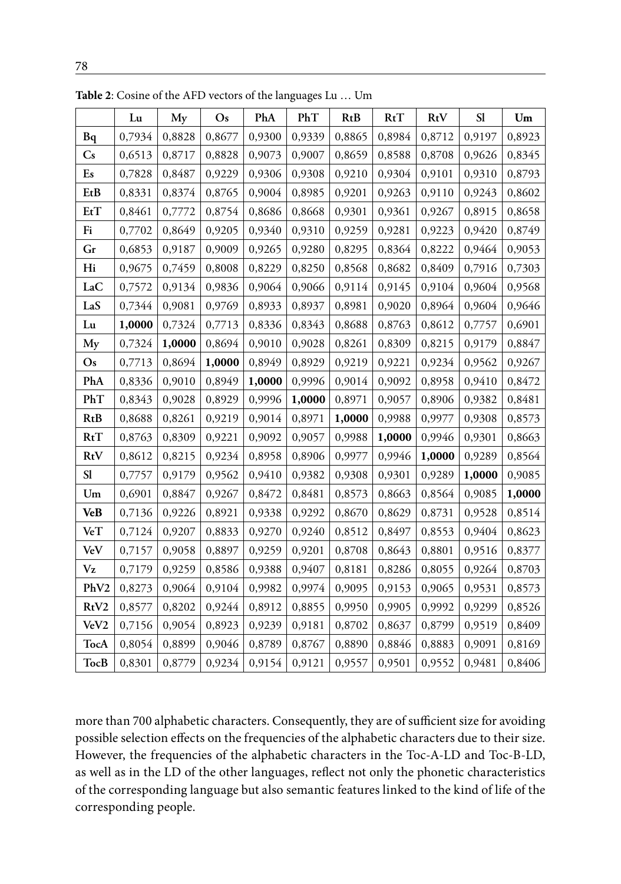**Table 2**: Cosine of the AFD vectors of the languages Lu … Um

| | Lu | My | Os | PhA | PhT | RtB | RtT | RtV | Sl | Um |
|---|---|---|---|---|---|---|---|---|---|---|
| **Bq** | 0,7934 | 0,8828 | 0,8677 | 0,9300 | 0,9339 | 0,8865 | 0,8984 | 0,8712 | 0,9197 | 0,8923 |
| **Cs** | 0,6513 | 0,8717 | 0,8828 | 0,9073 | 0,9007 | 0,8659 | 0,8588 | 0,8708 | 0,9626 | 0,8345 |
| **Es** | 0,7828 | 0,8487 | 0,9229 | 0,9306 | 0,9308 | 0,9210 | 0,9304 | 0,9101 | 0,9310 | 0,8793 |
| **EtB** | 0,8331 | 0,8374 | 0,8765 | 0,9004 | 0,8985 | 0,9201 | 0,9263 | 0,9110 | 0,9243 | 0,8602 |
| **EtT** | 0,8461 | 0,7772 | 0,8754 | 0,8686 | 0,8668 | 0,9301 | 0,9361 | 0,9267 | 0,8915 | 0,8658 |
| **Fi** | 0,7702 | 0,8649 | 0,9205 | 0,9340 | 0,9310 | 0,9259 | 0,9281 | 0,9223 | 0,9420 | 0,8749 |
| **Gr** | 0,6853 | 0,9187 | 0,9009 | 0,9265 | 0,9280 | 0,8295 | 0,8364 | 0,8222 | 0,9464 | 0,9053 |
| **Hi** | 0,9675 | 0,7459 | 0,8008 | 0,8229 | 0,8250 | 0,8568 | 0,8682 | 0,8409 | 0,7916 | 0,7303 |
| **LaC** | 0,7572 | 0,9134 | 0,9836 | 0,9064 | 0,9066 | 0,9114 | 0,9145 | 0,9104 | 0,9604 | 0,9568 |
| **LaS** | 0,7344 | 0,9081 | 0,9769 | 0,8933 | 0,8937 | 0,8981 | 0,9020 | 0,8964 | 0,9604 | 0,9646 |
| **Lu** | **1,0000** | 0,7324 | 0,7713 | 0,8336 | 0,8343 | 0,8688 | 0,8763 | 0,8612 | 0,7757 | 0,6901 |
| **My** | 0,7324 | **1,0000** | 0,8694 | 0,9010 | 0,9028 | 0,8261 | 0,8309 | 0,8215 | 0,9179 | 0,8847 |
| **Os** | 0,7713 | 0,8694 | **1,0000** | 0,8949 | 0,8929 | 0,9219 | 0,9221 | 0,9234 | 0,9562 | 0,9267 |
| **PhA** | 0,8336 | 0,9010 | 0,8949 | **1,0000** | 0,9996 | 0,9014 | 0,9092 | 0,8958 | 0,9410 | 0,8472 |
| **PhT** | 0,8343 | 0,9028 | 0,8929 | 0,9996 | **1,0000** | 0,8971 | 0,9057 | 0,8906 | 0,9382 | 0,8481 |
| **RtB** | 0,8688 | 0,8261 | 0,9219 | 0,9014 | 0,8971 | **1,0000** | 0,9988 | 0,9977 | 0,9308 | 0,8573 |
| **RtT** | 0,8763 | 0,8309 | 0,9221 | 0,9092 | 0,9057 | 0,9988 | **1,0000** | 0,9946 | 0,9301 | 0,8663 |
| **RtV** | 0,8612 | 0,8215 | 0,9234 | 0,8958 | 0,8906 | 0,9977 | 0,9946 | **1,0000** | 0,9289 | 0,8564 |
| **Sl** | 0,7757 | 0,9179 | 0,9562 | 0,9410 | 0,9382 | 0,9308 | 0,9301 | 0,9289 | **1,0000** | 0,9085 |
| **Um** | 0,6901 | 0,8847 | 0,9267 | 0,8472 | 0,8481 | 0,8573 | 0,8663 | 0,8564 | 0,9085 | **1,0000** |
| **VeB** | 0,7136 | 0,9226 | 0,8921 | 0,9338 | 0,9292 | 0,8670 | 0,8629 | 0,8731 | 0,9528 | 0,8514 |
| **VeT** | 0,7124 | 0,9207 | 0,8833 | 0,9270 | 0,9240 | 0,8512 | 0,8497 | 0,8553 | 0,9404 | 0,8623 |
| **VeV** | 0,7157 | 0,9058 | 0,8897 | 0,9259 | 0,9201 | 0,8708 | 0,8643 | 0,8801 | 0,9516 | 0,8377 |
| **Vz** | 0,7179 | 0,9259 | 0,8586 | 0,9388 | 0,9407 | 0,8181 | 0,8286 | 0,8055 | 0,9264 | 0,8703 |
| **PhV2** | 0,8273 | 0,9064 | 0,9104 | 0,9982 | 0,9974 | 0,9095 | 0,9153 | 0,9065 | 0,9531 | 0,8573 |
| **RtV2** | 0,8577 | 0,8202 | 0,9244 | 0,8912 | 0,8855 | 0,9950 | 0,9905 | 0,9992 | 0,9299 | 0,8526 |
| **VeV2** | 0,7156 | 0,9054 | 0,8923 | 0,9239 | 0,9181 | 0,8702 | 0,8637 | 0,8799 | 0,9519 | 0,8409 |
| **TocA** | 0,8054 | 0,8899 | 0,9046 | 0,8789 | 0,8767 | 0,8890 | 0,8846 | 0,8883 | 0,9091 | 0,8169 |
| **TocB** | 0,8301 | 0,8779 | 0,9234 | 0,9154 | 0,9121 | 0,9557 | 0,9501 | 0,9552 | 0,9481 | 0,8406 |

more than 700 alphabetic characters. Consequently, they are of sufficient size for avoiding possible selection effects on the frequencies of the alphabetic characters due to their size. However, the frequencies of the alphabetic characters in the Toc-A-LD and Toc-B-LD, as well as in the LD of the other languages, reflect not only the phonetic characteristics of the corresponding language but also semantic features linked to the kind of life of the corresponding people.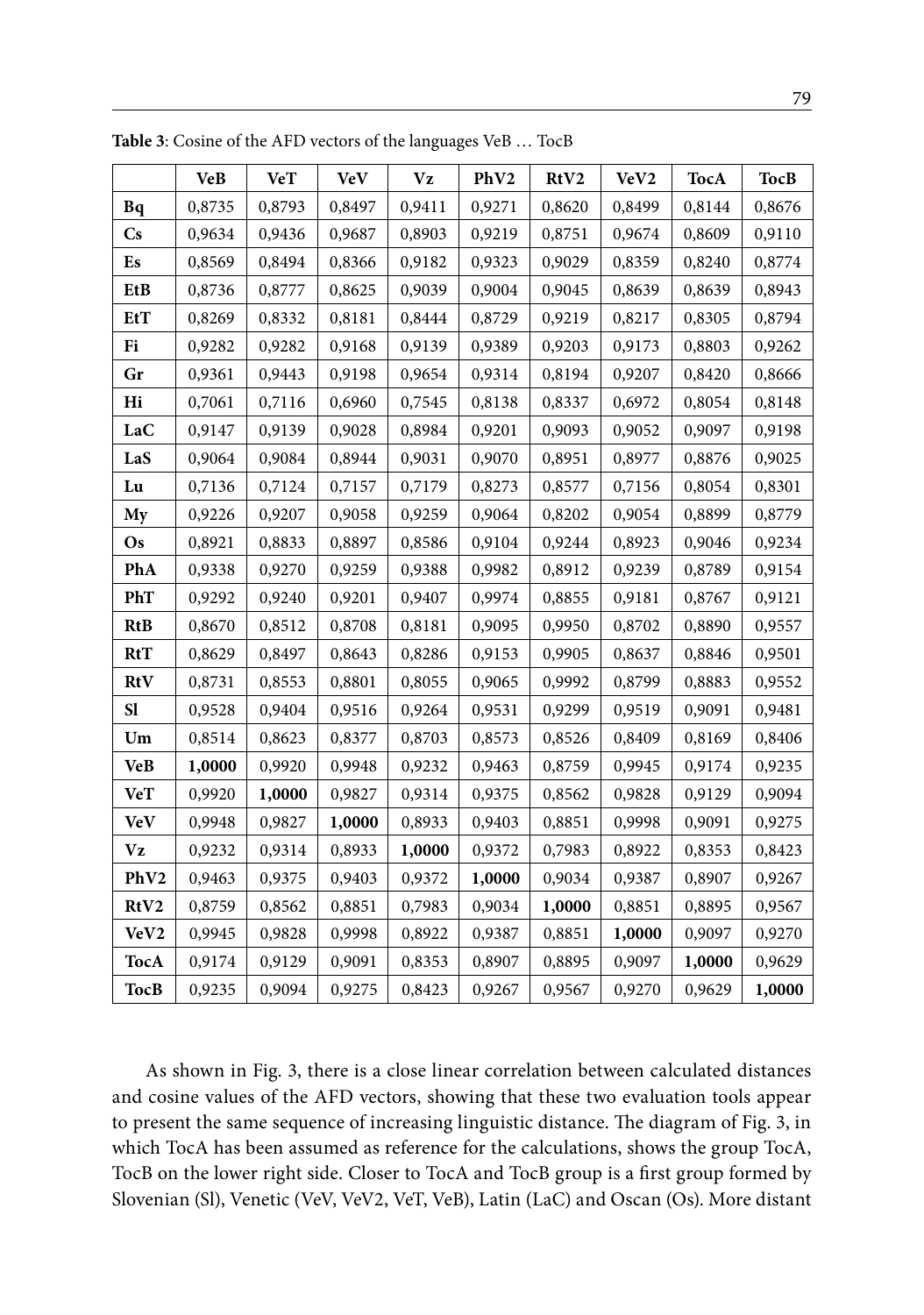**Table 3**: Cosine of the AFD vectors of the languages VeB … TocB

| | VeB | VeT | VeV | Vz | PhV2 | RtV2 | VeV2 | TocA | TocB |
|---|---|---|---|---|---|---|---|---|---|
| **Bq** | 0,8735 | 0,8793 | 0,8497 | 0,9411 | 0,9271 | 0,8620 | 0,8499 | 0,8144 | 0,8676 |
| **Cs** | 0,9634 | 0,9436 | 0,9687 | 0,8903 | 0,9219 | 0,8751 | 0,9674 | 0,8609 | 0,9110 |
| **Es** | 0,8569 | 0,8494 | 0,8366 | 0,9182 | 0,9323 | 0,9029 | 0,8359 | 0,8240 | 0,8774 |
| **EtB** | 0,8736 | 0,8777 | 0,8625 | 0,9039 | 0,9004 | 0,9045 | 0,8639 | 0,8639 | 0,8943 |
| **EtT** | 0,8269 | 0,8332 | 0,8181 | 0,8444 | 0,8729 | 0,9219 | 0,8217 | 0,8305 | 0,8794 |
| **Fi** | 0,9282 | 0,9282 | 0,9168 | 0,9139 | 0,9389 | 0,9203 | 0,9173 | 0,8803 | 0,9262 |
| **Gr** | 0,9361 | 0,9443 | 0,9198 | 0,9654 | 0,9314 | 0,8194 | 0,9207 | 0,8420 | 0,8666 |
| **Hi** | 0,7061 | 0,7116 | 0,6960 | 0,7545 | 0,8138 | 0,8337 | 0,6972 | 0,8054 | 0,8148 |
| **LaC** | 0,9147 | 0,9139 | 0,9028 | 0,8984 | 0,9201 | 0,9093 | 0,9052 | 0,9097 | 0,9198 |
| **LaS** | 0,9064 | 0,9084 | 0,8944 | 0,9031 | 0,9070 | 0,8951 | 0,8977 | 0,8876 | 0,9025 |
| **Lu** | 0,7136 | 0,7124 | 0,7157 | 0,7179 | 0,8273 | 0,8577 | 0,7156 | 0,8054 | 0,8301 |
| **My** | 0,9226 | 0,9207 | 0,9058 | 0,9259 | 0,9064 | 0,8202 | 0,9054 | 0,8899 | 0,8779 |
| **Os** | 0,8921 | 0,8833 | 0,8897 | 0,8586 | 0,9104 | 0,9244 | 0,8923 | 0,9046 | 0,9234 |
| **PhA** | 0,9338 | 0,9270 | 0,9259 | 0,9388 | 0,9982 | 0,8912 | 0,9239 | 0,8789 | 0,9154 |
| **PhT** | 0,9292 | 0,9240 | 0,9201 | 0,9407 | 0,9974 | 0,8855 | 0,9181 | 0,8767 | 0,9121 |
| **RtB** | 0,8670 | 0,8512 | 0,8708 | 0,8181 | 0,9095 | 0,9950 | 0,8702 | 0,8890 | 0,9557 |
| **RtT** | 0,8629 | 0,8497 | 0,8643 | 0,8286 | 0,9153 | 0,9905 | 0,8637 | 0,8846 | 0,9501 |
| **RtV** | 0,8731 | 0,8553 | 0,8801 | 0,8055 | 0,9065 | 0,9992 | 0,8799 | 0,8883 | 0,9552 |
| **Sl** | 0,9528 | 0,9404 | 0,9516 | 0,9264 | 0,9531 | 0,9299 | 0,9519 | 0,9091 | 0,9481 |
| **Um** | 0,8514 | 0,8623 | 0,8377 | 0,8703 | 0,8573 | 0,8526 | 0,8409 | 0,8169 | 0,8406 |
| **VeB** | **1,0000** | 0,9920 | 0,9948 | 0,9232 | 0,9463 | 0,8759 | 0,9945 | 0,9174 | 0,9235 |
| **VeT** | 0,9920 | **1,0000** | 0,9827 | 0,9314 | 0,9375 | 0,8562 | 0,9828 | 0,9129 | 0,9094 |
| **VeV** | 0,9948 | 0,9827 | **1,0000** | 0,8933 | 0,9403 | 0,8851 | 0,9998 | 0,9091 | 0,9275 |
| **Vz** | 0,9232 | 0,9314 | 0,8933 | **1,0000** | 0,9372 | 0,7983 | 0,8922 | 0,8353 | 0,8423 |
| **PhV2** | 0,9463 | 0,9375 | 0,9403 | 0,9372 | **1,0000** | 0,9034 | 0,9387 | 0,8907 | 0,9267 |
| **RtV2** | 0,8759 | 0,8562 | 0,8851 | 0,7983 | 0,9034 | **1,0000** | 0,8851 | 0,8895 | 0,9567 |
| **VeV2** | 0,9945 | 0,9828 | 0,9998 | 0,8922 | 0,9387 | 0,8851 | **1,0000** | 0,9097 | 0,9270 |
| **TocA** | 0,9174 | 0,9129 | 0,9091 | 0,8353 | 0,8907 | 0,8895 | 0,9097 | **1,0000** | 0,9629 |
| **TocB** | 0,9235 | 0,9094 | 0,9275 | 0,8423 | 0,9267 | 0,9567 | 0,9270 | 0,9629 | **1,0000** |

As shown in Fig. 3, there is a close linear correlation between calculated distances and cosine values of the AFD vectors, showing that these two evaluation tools appear to present the same sequence of increasing linguistic distance. The diagram of Fig. 3, in which TocA has been assumed as reference for the calculations, shows the group TocA, TocB on the lower right side. Closer to TocA and TocB group is a first group formed by Slovenian (Sl), Venetic (VeV, VeV2, VeT, VeB), Latin (LaC) and Oscan (Os). More distant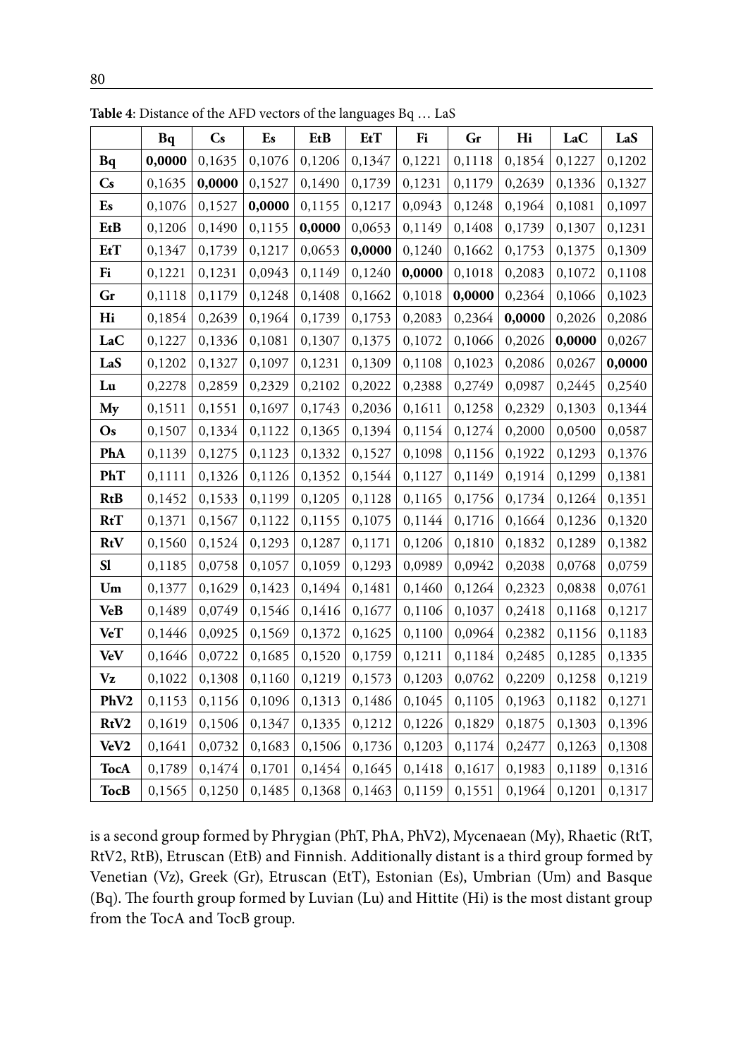**Table 4**: Distance of the AFD vectors of the languages Bq … LaS

| | **Bq** | **Cs** | **Es** | **EtB** | **EtT** | **Fi** | **Gr** | **Hi** | **LaC** | **LaS** |
|---|---|---|---|---|---|---|---|---|---|---|
| **Bq** | **0,0000** | 0,1635 | 0,1076 | 0,1206 | 0,1347 | 0,1221 | 0,1118 | 0,1854 | 0,1227 | 0,1202 |
| **Cs** | 0,1635 | **0,0000** | 0,1527 | 0,1490 | 0,1739 | 0,1231 | 0,1179 | 0,2639 | 0,1336 | 0,1327 |
| **Es** | 0,1076 | 0,1527 | **0,0000** | 0,1155 | 0,1217 | 0,0943 | 0,1248 | 0,1964 | 0,1081 | 0,1097 |
| **EtB** | 0,1206 | 0,1490 | 0,1155 | **0,0000** | 0,0653 | 0,1149 | 0,1408 | 0,1739 | 0,1307 | 0,1231 |
| **EtT** | 0,1347 | 0,1739 | 0,1217 | 0,0653 | **0,0000** | 0,1240 | 0,1662 | 0,1753 | 0,1375 | 0,1309 |
| **Fi** | 0,1221 | 0,1231 | 0,0943 | 0,1149 | 0,1240 | **0,0000** | 0,1018 | 0,2083 | 0,1072 | 0,1108 |
| **Gr** | 0,1118 | 0,1179 | 0,1248 | 0,1408 | 0,1662 | 0,1018 | **0,0000** | 0,2364 | 0,1066 | 0,1023 |
| **Hi** | 0,1854 | 0,2639 | 0,1964 | 0,1739 | 0,1753 | 0,2083 | 0,2364 | **0,0000** | 0,2026 | 0,2086 |
| **LaC** | 0,1227 | 0,1336 | 0,1081 | 0,1307 | 0,1375 | 0,1072 | 0,1066 | 0,2026 | **0,0000** | 0,0267 |
| **LaS** | 0,1202 | 0,1327 | 0,1097 | 0,1231 | 0,1309 | 0,1108 | 0,1023 | 0,2086 | 0,0267 | **0,0000** |
| **Lu** | 0,2278 | 0,2859 | 0,2329 | 0,2102 | 0,2022 | 0,2388 | 0,2749 | 0,0987 | 0,2445 | 0,2540 |
| **My** | 0,1511 | 0,1551 | 0,1697 | 0,1743 | 0,2036 | 0,1611 | 0,1258 | 0,2329 | 0,1303 | 0,1344 |
| **Os** | 0,1507 | 0,1334 | 0,1122 | 0,1365 | 0,1394 | 0,1154 | 0,1274 | 0,2000 | 0,0500 | 0,0587 |
| **PhA** | 0,1139 | 0,1275 | 0,1123 | 0,1332 | 0,1527 | 0,1098 | 0,1156 | 0,1922 | 0,1293 | 0,1376 |
| **PhT** | 0,1111 | 0,1326 | 0,1126 | 0,1352 | 0,1544 | 0,1127 | 0,1149 | 0,1914 | 0,1299 | 0,1381 |
| **RtB** | 0,1452 | 0,1533 | 0,1199 | 0,1205 | 0,1128 | 0,1165 | 0,1756 | 0,1734 | 0,1264 | 0,1351 |
| **RtT** | 0,1371 | 0,1567 | 0,1122 | 0,1155 | 0,1075 | 0,1144 | 0,1716 | 0,1664 | 0,1236 | 0,1320 |
| **RtV** | 0,1560 | 0,1524 | 0,1293 | 0,1287 | 0,1171 | 0,1206 | 0,1810 | 0,1832 | 0,1289 | 0,1382 |
| **Sl** | 0,1185 | 0,0758 | 0,1057 | 0,1059 | 0,1293 | 0,0989 | 0,0942 | 0,2038 | 0,0768 | 0,0759 |
| **Um** | 0,1377 | 0,1629 | 0,1423 | 0,1494 | 0,1481 | 0,1460 | 0,1264 | 0,2323 | 0,0838 | 0,0761 |
| **VeB** | 0,1489 | 0,0749 | 0,1546 | 0,1416 | 0,1677 | 0,1106 | 0,1037 | 0,2418 | 0,1168 | 0,1217 |
| **VeT** | 0,1446 | 0,0925 | 0,1569 | 0,1372 | 0,1625 | 0,1100 | 0,0964 | 0,2382 | 0,1156 | 0,1183 |
| **VeV** | 0,1646 | 0,0722 | 0,1685 | 0,1520 | 0,1759 | 0,1211 | 0,1184 | 0,2485 | 0,1285 | 0,1335 |
| **Vz** | 0,1022 | 0,1308 | 0,1160 | 0,1219 | 0,1573 | 0,1203 | 0,0762 | 0,2209 | 0,1258 | 0,1219 |
| **PhV2** | 0,1153 | 0,1156 | 0,1096 | 0,1313 | 0,1486 | 0,1045 | 0,1105 | 0,1963 | 0,1182 | 0,1271 |
| **RtV2** | 0,1619 | 0,1506 | 0,1347 | 0,1335 | 0,1212 | 0,1226 | 0,1829 | 0,1875 | 0,1303 | 0,1396 |
| **VeV2** | 0,1641 | 0,0732 | 0,1683 | 0,1506 | 0,1736 | 0,1203 | 0,1174 | 0,2477 | 0,1263 | 0,1308 |
| **TocA** | 0,1789 | 0,1474 | 0,1701 | 0,1454 | 0,1645 | 0,1418 | 0,1617 | 0,1983 | 0,1189 | 0,1316 |
| **TocB** | 0,1565 | 0,1250 | 0,1485 | 0,1368 | 0,1463 | 0,1159 | 0,1551 | 0,1964 | 0,1201 | 0,1317 |

is a second group formed by Phrygian (PhT, PhA, PhV2), Mycenaean (My), Rhaetic (RtT, RtV2, RtB), Etruscan (EtB) and Finnish. Additionally distant is a third group formed by Venetian (Vz), Greek (Gr), Etruscan (EtT), Estonian (Es), Umbrian (Um) and Basque (Bq). The fourth group formed by Luvian (Lu) and Hittite (Hi) is the most distant group from the TocA and TocB group.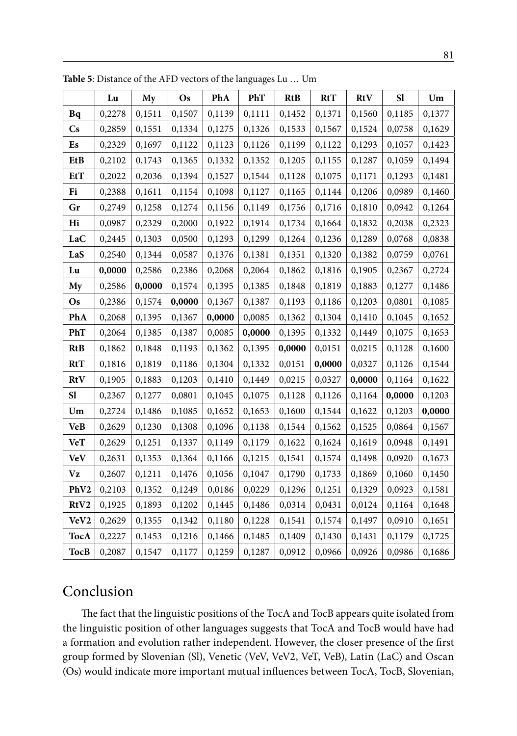**Table 5**: Distance of the AFD vectors of the languages Lu … Um

| | Lu | My | Os | PhA | PhT | RtB | RtT | RtV | Sl | Um |
|---|---|---|---|---|---|---|---|---|---|---|
| **Bq** | 0,2278 | 0,1511 | 0,1507 | 0,1139 | 0,1111 | 0,1452 | 0,1371 | 0,1560 | 0,1185 | 0,1377 |
| **Cs** | 0,2859 | 0,1551 | 0,1334 | 0,1275 | 0,1326 | 0,1533 | 0,1567 | 0,1524 | 0,0758 | 0,1629 |
| **Es** | 0,2329 | 0,1697 | 0,1122 | 0,1123 | 0,1126 | 0,1199 | 0,1122 | 0,1293 | 0,1057 | 0,1423 |
| **EtB** | 0,2102 | 0,1743 | 0,1365 | 0,1332 | 0,1352 | 0,1205 | 0,1155 | 0,1287 | 0,1059 | 0,1494 |
| **EtT** | 0,2022 | 0,2036 | 0,1394 | 0,1527 | 0,1544 | 0,1128 | 0,1075 | 0,1171 | 0,1293 | 0,1481 |
| **Fi** | 0,2388 | 0,1611 | 0,1154 | 0,1098 | 0,1127 | 0,1165 | 0,1144 | 0,1206 | 0,0989 | 0,1460 |
| **Gr** | 0,2749 | 0,1258 | 0,1274 | 0,1156 | 0,1149 | 0,1756 | 0,1716 | 0,1810 | 0,0942 | 0,1264 |
| **Hi** | 0,0987 | 0,2329 | 0,2000 | 0,1922 | 0,1914 | 0,1734 | 0,1664 | 0,1832 | 0,2038 | 0,2323 |
| **LaC** | 0,2445 | 0,1303 | 0,0500 | 0,1293 | 0,1299 | 0,1264 | 0,1236 | 0,1289 | 0,0768 | 0,0838 |
| **LaS** | 0,2540 | 0,1344 | 0,0587 | 0,1376 | 0,1381 | 0,1351 | 0,1320 | 0,1382 | 0,0759 | 0,0761 |
| **Lu** | **0,0000** | 0,2586 | 0,2386 | 0,2068 | 0,2064 | 0,1862 | 0,1816 | 0,1905 | 0,2367 | 0,2724 |
| **My** | 0,2586 | **0,0000** | 0,1574 | 0,1395 | 0,1385 | 0,1848 | 0,1819 | 0,1883 | 0,1277 | 0,1486 |
| **Os** | 0,2386 | 0,1574 | **0,0000** | 0,1367 | 0,1387 | 0,1193 | 0,1186 | 0,1203 | 0,0801 | 0,1085 |
| **PhA** | 0,2068 | 0,1395 | 0,1367 | **0,0000** | 0,0085 | 0,1362 | 0,1304 | 0,1410 | 0,1045 | 0,1652 |
| **PhT** | 0,2064 | 0,1385 | 0,1387 | 0,0085 | **0,0000** | 0,1395 | 0,1332 | 0,1449 | 0,1075 | 0,1653 |
| **RtB** | 0,1862 | 0,1848 | 0,1193 | 0,1362 | 0,1395 | **0,0000** | 0,0151 | 0,0215 | 0,1128 | 0,1600 |
| **RtT** | 0,1816 | 0,1819 | 0,1186 | 0,1304 | 0,1332 | 0,0151 | **0,0000** | 0,0327 | 0,1126 | 0,1544 |
| **RtV** | 0,1905 | 0,1883 | 0,1203 | 0,1410 | 0,1449 | 0,0215 | 0,0327 | **0,0000** | 0,1164 | 0,1622 |
| **Sl** | 0,2367 | 0,1277 | 0,0801 | 0,1045 | 0,1075 | 0,1128 | 0,1126 | 0,1164 | **0,0000** | 0,1203 |
| **Um** | 0,2724 | 0,1486 | 0,1085 | 0,1652 | 0,1653 | 0,1600 | 0,1544 | 0,1622 | 0,1203 | **0,0000** |
| **VeB** | 0,2629 | 0,1230 | 0,1308 | 0,1096 | 0,1138 | 0,1544 | 0,1562 | 0,1525 | 0,0864 | 0,1567 |
| **VeT** | 0,2629 | 0,1251 | 0,1337 | 0,1149 | 0,1179 | 0,1622 | 0,1624 | 0,1619 | 0,0948 | 0,1491 |
| **VeV** | 0,2631 | 0,1353 | 0,1364 | 0,1166 | 0,1215 | 0,1541 | 0,1574 | 0,1498 | 0,0920 | 0,1673 |
| **Vz** | 0,2607 | 0,1211 | 0,1476 | 0,1056 | 0,1047 | 0,1790 | 0,1733 | 0,1869 | 0,1060 | 0,1450 |
| **PhV2** | 0,2103 | 0,1352 | 0,1249 | 0,0186 | 0,0229 | 0,1296 | 0,1251 | 0,1329 | 0,0923 | 0,1581 |
| **RtV2** | 0,1925 | 0,1893 | 0,1202 | 0,1445 | 0,1486 | 0,0314 | 0,0431 | 0,0124 | 0,1164 | 0,1648 |
| **VeV2** | 0,2629 | 0,1355 | 0,1342 | 0,1180 | 0,1228 | 0,1541 | 0,1574 | 0,1497 | 0,0910 | 0,1651 |
| **TocA** | 0,2227 | 0,1453 | 0,1216 | 0,1466 | 0,1485 | 0,1409 | 0,1430 | 0,1431 | 0,1179 | 0,1725 |
| **TocB** | 0,2087 | 0,1547 | 0,1177 | 0,1259 | 0,1287 | 0,0912 | 0,0966 | 0,0926 | 0,0986 | 0,1686 |

## Conclusion

The fact that the linguistic positions of the TocA and TocB appears quite isolated from the linguistic position of other languages suggests that TocA and TocB would have had a formation and evolution rather independent. However, the closer presence of the first group formed by Slovenian (Sl), Venetic (VeV, VeV2, VeT, VeB), Latin (LaC) and Oscan (Os) would indicate more important mutual influences between TocA, TocB, Slovenian,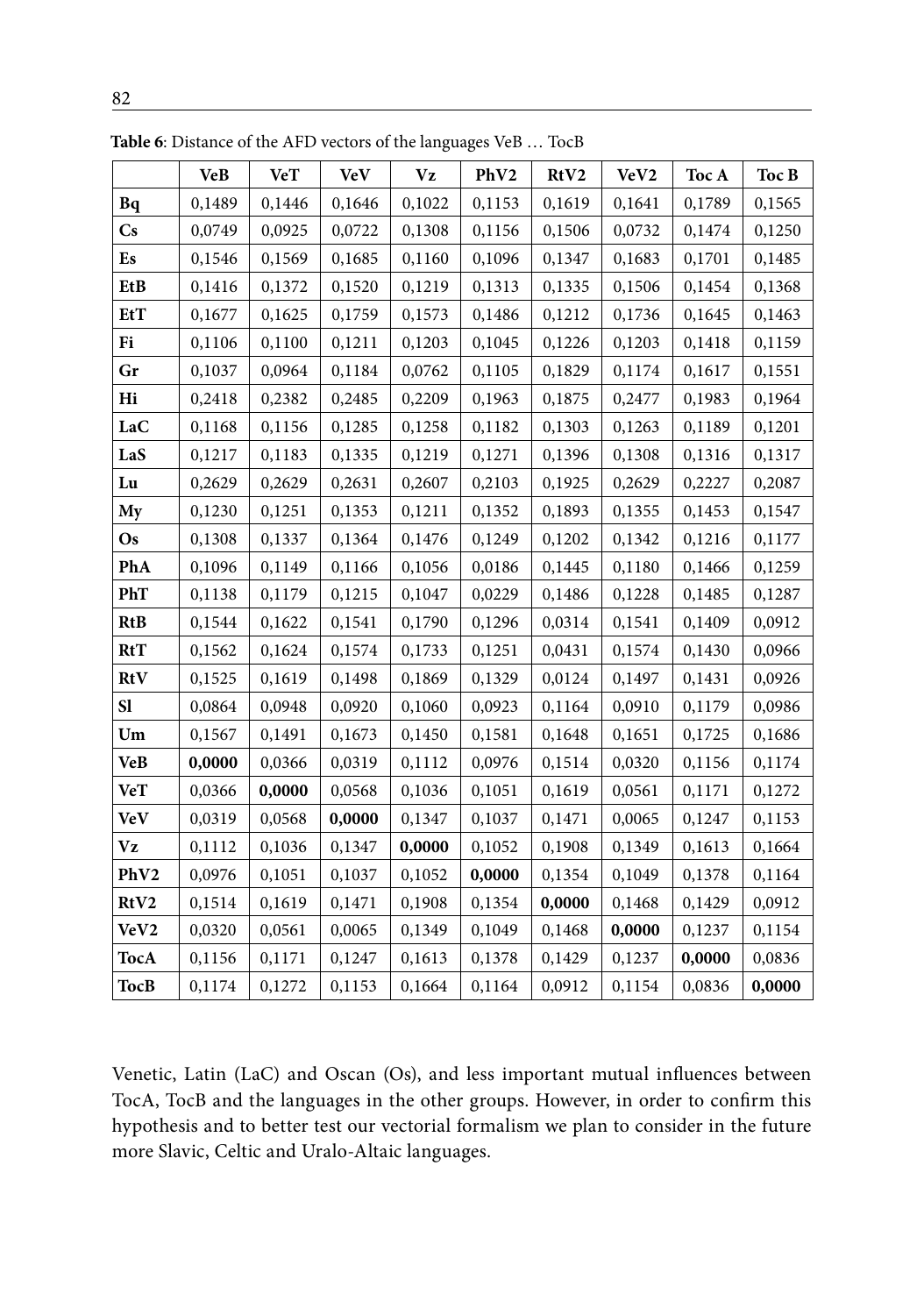**Table 6**: Distance of the AFD vectors of the languages VeB … TocB

| | VeB | VeT | VeV | Vz | PhV2 | RtV2 | VeV2 | Toc A | Toc B |
|---|---|---|---|---|---|---|---|---|---|
| **Bq** | 0,1489 | 0,1446 | 0,1646 | 0,1022 | 0,1153 | 0,1619 | 0,1641 | 0,1789 | 0,1565 |
| **Cs** | 0,0749 | 0,0925 | 0,0722 | 0,1308 | 0,1156 | 0,1506 | 0,0732 | 0,1474 | 0,1250 |
| **Es** | 0,1546 | 0,1569 | 0,1685 | 0,1160 | 0,1096 | 0,1347 | 0,1683 | 0,1701 | 0,1485 |
| **EtB** | 0,1416 | 0,1372 | 0,1520 | 0,1219 | 0,1313 | 0,1335 | 0,1506 | 0,1454 | 0,1368 |
| **EtT** | 0,1677 | 0,1625 | 0,1759 | 0,1573 | 0,1486 | 0,1212 | 0,1736 | 0,1645 | 0,1463 |
| **Fi** | 0,1106 | 0,1100 | 0,1211 | 0,1203 | 0,1045 | 0,1226 | 0,1203 | 0,1418 | 0,1159 |
| **Gr** | 0,1037 | 0,0964 | 0,1184 | 0,0762 | 0,1105 | 0,1829 | 0,1174 | 0,1617 | 0,1551 |
| **Hi** | 0,2418 | 0,2382 | 0,2485 | 0,2209 | 0,1963 | 0,1875 | 0,2477 | 0,1983 | 0,1964 |
| **LaC** | 0,1168 | 0,1156 | 0,1285 | 0,1258 | 0,1182 | 0,1303 | 0,1263 | 0,1189 | 0,1201 |
| **LaS** | 0,1217 | 0,1183 | 0,1335 | 0,1219 | 0,1271 | 0,1396 | 0,1308 | 0,1316 | 0,1317 |
| **Lu** | 0,2629 | 0,2629 | 0,2631 | 0,2607 | 0,2103 | 0,1925 | 0,2629 | 0,2227 | 0,2087 |
| **My** | 0,1230 | 0,1251 | 0,1353 | 0,1211 | 0,1352 | 0,1893 | 0,1355 | 0,1453 | 0,1547 |
| **Os** | 0,1308 | 0,1337 | 0,1364 | 0,1476 | 0,1249 | 0,1202 | 0,1342 | 0,1216 | 0,1177 |
| **PhA** | 0,1096 | 0,1149 | 0,1166 | 0,1056 | 0,0186 | 0,1445 | 0,1180 | 0,1466 | 0,1259 |
| **PhT** | 0,1138 | 0,1179 | 0,1215 | 0,1047 | 0,0229 | 0,1486 | 0,1228 | 0,1485 | 0,1287 |
| **RtB** | 0,1544 | 0,1622 | 0,1541 | 0,1790 | 0,1296 | 0,0314 | 0,1541 | 0,1409 | 0,0912 |
| **RtT** | 0,1562 | 0,1624 | 0,1574 | 0,1733 | 0,1251 | 0,0431 | 0,1574 | 0,1430 | 0,0966 |
| **RtV** | 0,1525 | 0,1619 | 0,1498 | 0,1869 | 0,1329 | 0,0124 | 0,1497 | 0,1431 | 0,0926 |
| **Sl** | 0,0864 | 0,0948 | 0,0920 | 0,1060 | 0,0923 | 0,1164 | 0,0910 | 0,1179 | 0,0986 |
| **Um** | 0,1567 | 0,1491 | 0,1673 | 0,1450 | 0,1581 | 0,1648 | 0,1651 | 0,1725 | 0,1686 |
| **VeB** | **0,0000** | 0,0366 | 0,0319 | 0,1112 | 0,0976 | 0,1514 | 0,0320 | 0,1156 | 0,1174 |
| **VeT** | 0,0366 | **0,0000** | 0,0568 | 0,1036 | 0,1051 | 0,1619 | 0,0561 | 0,1171 | 0,1272 |
| **VeV** | 0,0319 | 0,0568 | **0,0000** | 0,1347 | 0,1037 | 0,1471 | 0,0065 | 0,1247 | 0,1153 |
| **Vz** | 0,1112 | 0,1036 | 0,1347 | **0,0000** | 0,1052 | 0,1908 | 0,1349 | 0,1613 | 0,1664 |
| **PhV2** | 0,0976 | 0,1051 | 0,1037 | 0,1052 | **0,0000** | 0,1354 | 0,1049 | 0,1378 | 0,1164 |
| **RtV2** | 0,1514 | 0,1619 | 0,1471 | 0,1908 | 0,1354 | **0,0000** | 0,1468 | 0,1429 | 0,0912 |
| **VeV2** | 0,0320 | 0,0561 | 0,0065 | 0,1349 | 0,1049 | 0,1468 | **0,0000** | 0,1237 | 0,1154 |
| **TocA** | 0,1156 | 0,1171 | 0,1247 | 0,1613 | 0,1378 | 0,1429 | 0,1237 | **0,0000** | 0,0836 |
| **TocB** | 0,1174 | 0,1272 | 0,1153 | 0,1664 | 0,1164 | 0,0912 | 0,1154 | 0,0836 | **0,0000** |

Venetic, Latin (LaC) and Oscan (Os), and less important mutual influences between TocA, TocB and the languages in the other groups. However, in order to confirm this hypothesis and to better test our vectorial formalism we plan to consider in the future more Slavic, Celtic and Uralo-Altaic languages.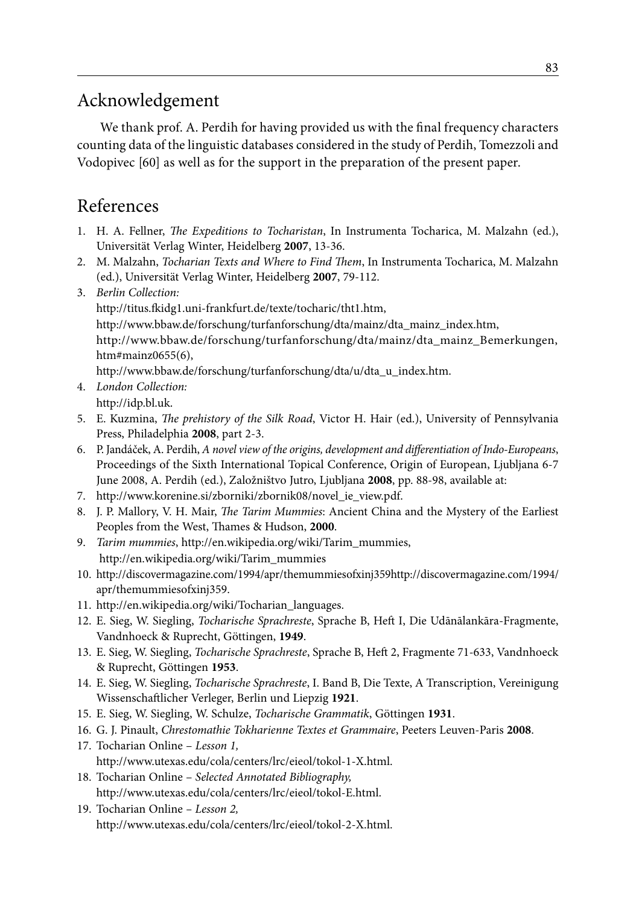## Acknowledgement

We thank prof. A. Perdih for having provided us with the final frequency characters counting data of the linguistic databases considered in the study of Perdih, Tomezzoli and Vodopivec [60] as well as for the support in the preparation of the present paper.

## References

1. H. A. Fellner, *The Expeditions to Tocharistan*, In Instrumenta Tocharica, M. Malzahn (ed.), Universität Verlag Winter, Heidelberg **2007**, 13-36.
2. M. Malzahn, *Tocharian Texts and Where to Find Them*, In Instrumenta Tocharica, M. Malzahn (ed.), Universität Verlag Winter, Heidelberg **2007**, 79-112.
3. *Berlin Collection:*
   http://titus.fkidg1.uni-frankfurt.de/texte/tocharic/tht1.htm,
   http://www.bbaw.de/forschung/turfanforschung/dta/mainz/dta_mainz_index.htm,
   http://www.bbaw.de/forschung/turfanforschung/dta/mainz/dta_mainz_Bemerkungen, htm#mainz0655(6),
   http://www.bbaw.de/forschung/turfanforschung/dta/u/dta_u_index.htm.
4. *London Collection:*
   http://idp.bl.uk.
5. E. Kuzmina, *The prehistory of the Silk Road*, Victor H. Hair (ed.), University of Pennsylvania Press, Philadelphia **2008**, part 2-3.
6. P. Jandáček, A. Perdih, *A novel view of the origins, development and differentiation of Indo-Europeans*, Proceedings of the Sixth International Topical Conference, Origin of European, Ljubljana 6-7 June 2008, A. Perdih (ed.), Založništvo Jutro, Ljubljana **2008**, pp. 88-98, available at:
7. http://www.korenine.si/zborniki/zbornik08/novel_ie_view.pdf.
8. J. P. Mallory, V. H. Mair, *The Tarim Mummies*: Ancient China and the Mystery of the Earliest Peoples from the West, Thames & Hudson, **2000**.
9. *Tarim mummies*, http://en.wikipedia.org/wiki/Tarim_mummies,
   http://en.wikipedia.org/wiki/Tarim_mummies
10. http://discovermagazine.com/1994/apr/themummiesofxinj359http://discovermagazine.com/1994/apr/themummiesofxinj359.
11. http://en.wikipedia.org/wiki/Tocharian_languages.
12. E. Sieg, W. Siegling, *Tocharische Sprachreste*, Sprache B, Heft I, Die Udānālankāra-Fragmente, Vandnhoeck & Ruprecht, Göttingen, **1949**.
13. E. Sieg, W. Siegling, *Tocharische Sprachreste*, Sprache B, Heft 2, Fragmente 71-633, Vandnhoeck & Ruprecht, Göttingen **1953**.
14. E. Sieg, W. Siegling, *Tocharische Sprachreste*, I. Band B, Die Texte, A Transcription, Vereinigung Wissenschaftlicher Verleger, Berlin und Liepzig **1921**.
15. E. Sieg, W. Siegling, W. Schulze, *Tocharische Grammatik*, Göttingen **1931**.
16. G. J. Pinault, *Chrestomathie Tokharienne Textes et Grammaire*, Peeters Leuven-Paris **2008**.
17. Tocharian Online – *Lesson 1,*
    http://www.utexas.edu/cola/centers/lrc/eieol/tokol-1-X.html.
18. Tocharian Online – *Selected Annotated Bibliography,*
    http://www.utexas.edu/cola/centers/lrc/eieol/tokol-E.html.
19. Tocharian Online – *Lesson 2,*
    http://www.utexas.edu/cola/centers/lrc/eieol/tokol-2-X.html.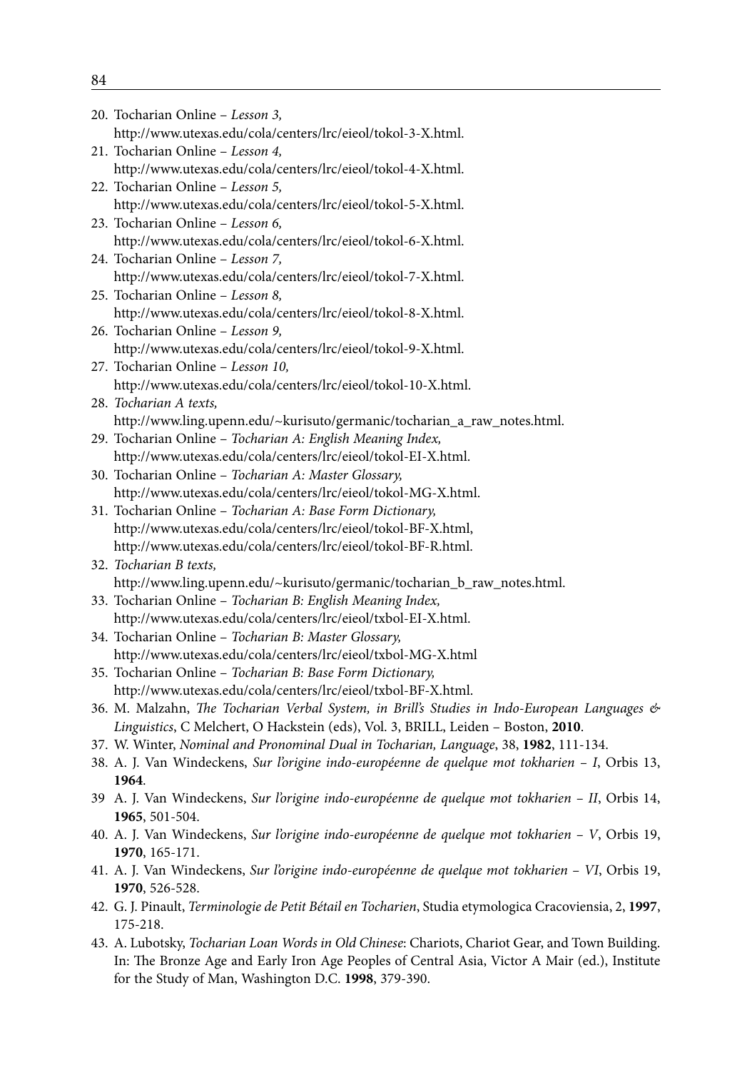20. Tocharian Online – *Lesson 3,* http://www.utexas.edu/cola/centers/lrc/eieol/tokol-3-X.html.
21. Tocharian Online – *Lesson 4,* http://www.utexas.edu/cola/centers/lrc/eieol/tokol-4-X.html.
22. Tocharian Online – *Lesson 5,* http://www.utexas.edu/cola/centers/lrc/eieol/tokol-5-X.html.
23. Tocharian Online – *Lesson 6,* http://www.utexas.edu/cola/centers/lrc/eieol/tokol-6-X.html.
24. Tocharian Online – *Lesson 7,* http://www.utexas.edu/cola/centers/lrc/eieol/tokol-7-X.html.
25. Tocharian Online – *Lesson 8,* http://www.utexas.edu/cola/centers/lrc/eieol/tokol-8-X.html.
26. Tocharian Online – *Lesson 9,* http://www.utexas.edu/cola/centers/lrc/eieol/tokol-9-X.html.
27. Tocharian Online – *Lesson 10,* http://www.utexas.edu/cola/centers/lrc/eieol/tokol-10-X.html.
28. *Tocharian A texts,* http://www.ling.upenn.edu/~kurisuto/germanic/tocharian_a_raw_notes.html.
29. Tocharian Online – *Tocharian A: English Meaning Index,* http://www.utexas.edu/cola/centers/lrc/eieol/tokol-EI-X.html.
30. Tocharian Online – *Tocharian A: Master Glossary,* http://www.utexas.edu/cola/centers/lrc/eieol/tokol-MG-X.html.
31. Tocharian Online – *Tocharian A: Base Form Dictionary,* http://www.utexas.edu/cola/centers/lrc/eieol/tokol-BF-X.html, http://www.utexas.edu/cola/centers/lrc/eieol/tokol-BF-R.html.
32. *Tocharian B texts,* http://www.ling.upenn.edu/~kurisuto/germanic/tocharian_b_raw_notes.html.
33. Tocharian Online – *Tocharian B: English Meaning Index,* http://www.utexas.edu/cola/centers/lrc/eieol/txbol-EI-X.html.
34. Tocharian Online – *Tocharian B: Master Glossary,* http://www.utexas.edu/cola/centers/lrc/eieol/txbol-MG-X.html
35. Tocharian Online – *Tocharian B: Base Form Dictionary,* http://www.utexas.edu/cola/centers/lrc/eieol/txbol-BF-X.html.
36. M. Malzahn, *The Tocharian Verbal System, in Brill's Studies in Indo-European Languages & Linguistics*, C Melchert, O Hackstein (eds), Vol. 3, BRILL, Leiden – Boston, **2010**.
37. W. Winter, *Nominal and Pronominal Dual in Tocharian, Language*, 38, **1982**, 111-134.
38. A. J. Van Windeckens, *Sur l'origine indo-européenne de quelque mot tokharien – I*, Orbis 13, **1964**.
39 A. J. Van Windeckens, *Sur l'origine indo-européenne de quelque mot tokharien – II*, Orbis 14, **1965**, 501-504.
40. A. J. Van Windeckens, *Sur l'origine indo-européenne de quelque mot tokharien – V*, Orbis 19, **1970**, 165-171.
41. A. J. Van Windeckens, *Sur l'origine indo-européenne de quelque mot tokharien – VI*, Orbis 19, **1970**, 526-528.
42. G. J. Pinault, *Terminologie de Petit Bétail en Tocharien*, Studia etymologica Cracoviensia, 2, **1997**, 175-218.
43. A. Lubotsky, *Tocharian Loan Words in Old Chinese*: Chariots, Chariot Gear, and Town Building. In: The Bronze Age and Early Iron Age Peoples of Central Asia, Victor A Mair (ed.), Institute for the Study of Man, Washington D.C. **1998**, 379-390.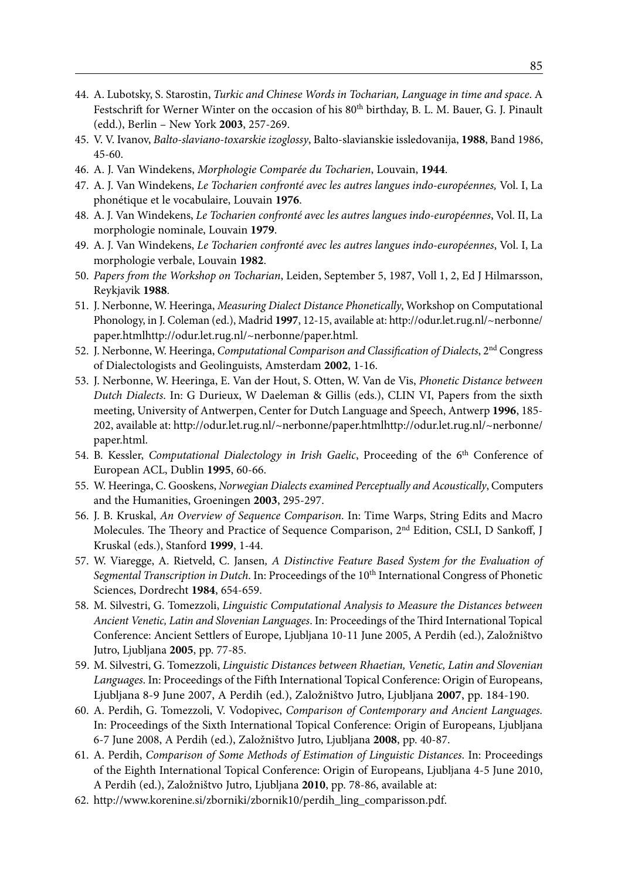44. A. Lubotsky, S. Starostin, *Turkic and Chinese Words in Tocharian, Language in time and space*. A Festschrift for Werner Winter on the occasion of his 80th birthday, B. L. M. Bauer, G. J. Pinault (edd.), Berlin – New York **2003**, 257-269.
45. V. V. Ivanov, *Balto-slaviano-toxarskie izoglossy*, Balto-slavianskie issledovanija, **1988**, Band 1986, 45-60.
46. A. J. Van Windekens, *Morphologie Comparée du Tocharien*, Louvain, **1944**.
47. A. J. Van Windekens, *Le Tocharien confronté avec les autres langues indo-européennes,* Vol. I, La phonétique et le vocabulaire, Louvain **1976**.
48. A. J. Van Windekens, *Le Tocharien confronté avec les autres langues indo-européennes*, Vol. II, La morphologie nominale, Louvain **1979**.
49. A. J. Van Windekens, *Le Tocharien confronté avec les autres langues indo-européennes*, Vol. I, La morphologie verbale, Louvain **1982**.
50. *Papers from the Workshop on Tocharian*, Leiden, September 5, 1987, Voll 1, 2, Ed J Hilmarsson, Reykjavik **1988**.
51. J. Nerbonne, W. Heeringa, *Measuring Dialect Distance Phonetically*, Workshop on Computational Phonology, in J. Coleman (ed.), Madrid **1997**, 12-15, available at: http://odur.let.rug.nl/~nerbonne/paper.htmlhttp://odur.let.rug.nl/~nerbonne/paper.html.
52. J. Nerbonne, W. Heeringa, *Computational Comparison and Classification of Dialects*, 2nd Congress of Dialectologists and Geolinguists, Amsterdam **2002**, 1-16.
53. J. Nerbonne, W. Heeringa, E. Van der Hout, S. Otten, W. Van de Vis, *Phonetic Distance between Dutch Dialects*. In: G Durieux, W Daeleman & Gillis (eds.), CLIN VI, Papers from the sixth meeting, University of Antwerpen, Center for Dutch Language and Speech, Antwerp **1996**, 185-202, available at: http://odur.let.rug.nl/~nerbonne/paper.htmlhttp://odur.let.rug.nl/~nerbonne/paper.html.
54. B. Kessler, *Computational Dialectology in Irish Gaelic*, Proceeding of the 6th Conference of European ACL, Dublin **1995**, 60-66.
55. W. Heeringa, C. Gooskens, *Norwegian Dialects examined Perceptually and Acoustically*, Computers and the Humanities, Groeningen **2003**, 295-297.
56. J. B. Kruskal, *An Overview of Sequence Comparison*. In: Time Warps, String Edits and Macro Molecules. The Theory and Practice of Sequence Comparison, 2nd Edition, CSLI, D Sankoff, J Kruskal (eds.), Stanford **1999**, 1-44.
57. W. Viaregge, A. Rietveld, C. Jansen*, A Distinctive Feature Based System for the Evaluation of Segmental Transcription in Dutch*. In: Proceedings of the 10th International Congress of Phonetic Sciences, Dordrecht **1984**, 654-659.
58. M. Silvestri, G. Tomezzoli, *Linguistic Computational Analysis to Measure the Distances between Ancient Venetic, Latin and Slovenian Languages*. In: Proceedings of the Third International Topical Conference: Ancient Settlers of Europe, Ljubljana 10-11 June 2005, A Perdih (ed.), Založništvo Jutro, Ljubljana **2005**, pp. 77-85.
59. M. Silvestri, G. Tomezzoli, *Linguistic Distances between Rhaetian, Venetic, Latin and Slovenian Languages*. In: Proceedings of the Fifth International Topical Conference: Origin of Europeans, Ljubljana 8-9 June 2007, A Perdih (ed.), Založništvo Jutro, Ljubljana **2007**, pp. 184-190.
60. A. Perdih, G. Tomezzoli, V. Vodopivec, *Comparison of Contemporary and Ancient Languages.* In: Proceedings of the Sixth International Topical Conference: Origin of Europeans, Ljubljana 6-7 June 2008, A Perdih (ed.), Založništvo Jutro, Ljubljana **2008**, pp. 40-87.
61. A. Perdih, *Comparison of Some Methods of Estimation of Linguistic Distances*. In: Proceedings of the Eighth International Topical Conference: Origin of Europeans, Ljubljana 4-5 June 2010, A Perdih (ed.), Založništvo Jutro, Ljubljana **2010**, pp. 78-86, available at:
62. http://www.korenine.si/zborniki/zbornik10/perdih_ling_comparisson.pdf.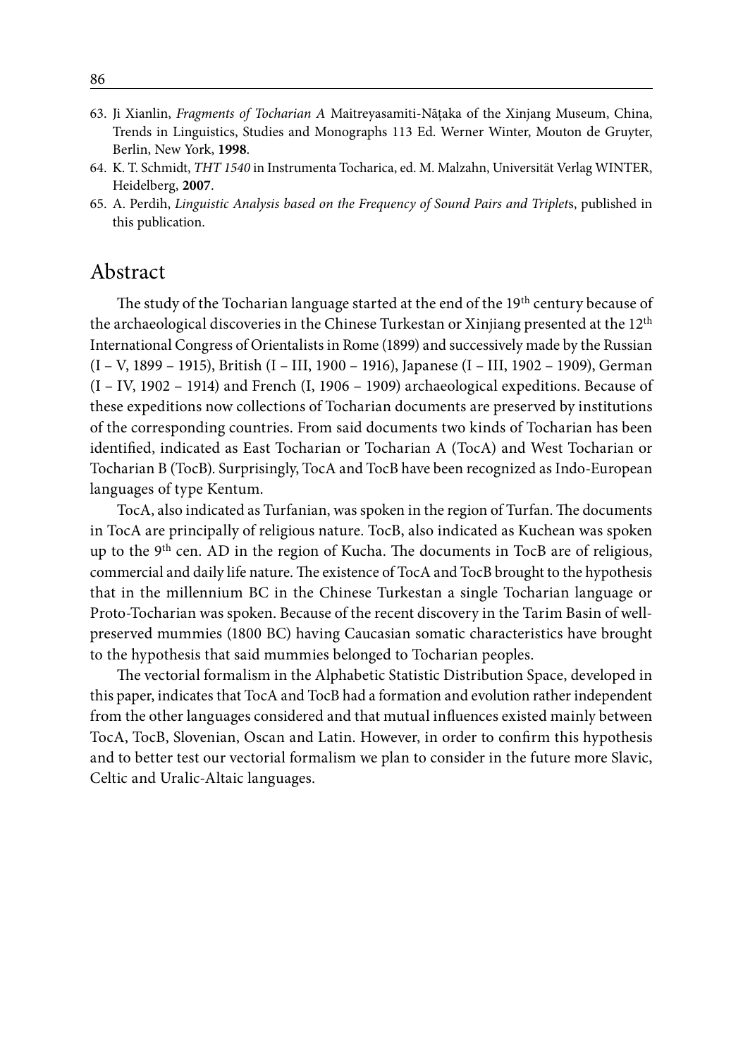63. Ji Xianlin, *Fragments of Tocharian A* Maitreyasamiti-Nāṭaka of the Xinjang Museum, China, Trends in Linguistics, Studies and Monographs 113 Ed. Werner Winter, Mouton de Gruyter, Berlin, New York, **1998**.
64. K. T. Schmidt, *THT 1540* in Instrumenta Tocharica, ed. M. Malzahn, Universität Verlag WINTER, Heidelberg, **2007**.
65. A. Perdih, *Linguistic Analysis based on the Frequency of Sound Pairs and Triplet*s, published in this publication.

## Abstract

The study of the Tocharian language started at the end of the 19th century because of the archaeological discoveries in the Chinese Turkestan or Xinjiang presented at the 12th International Congress of Orientalists in Rome (1899) and successively made by the Russian (I – V, 1899 – 1915), British (I – III, 1900 – 1916), Japanese (I – III, 1902 – 1909), German (I – IV, 1902 – 1914) and French (I, 1906 – 1909) archaeological expeditions. Because of these expeditions now collections of Tocharian documents are preserved by institutions of the corresponding countries. From said documents two kinds of Tocharian has been identified, indicated as East Tocharian or Tocharian A (TocA) and West Tocharian or Tocharian B (TocB). Surprisingly, TocA and TocB have been recognized as Indo-European languages of type Kentum.

TocA, also indicated as Turfanian, was spoken in the region of Turfan. The documents in TocA are principally of religious nature. TocB, also indicated as Kuchean was spoken up to the 9th cen. AD in the region of Kucha. The documents in TocB are of religious, commercial and daily life nature. The existence of TocA and TocB brought to the hypothesis that in the millennium BC in the Chinese Turkestan a single Tocharian language or Proto-Tocharian was spoken. Because of the recent discovery in the Tarim Basin of well-preserved mummies (1800 BC) having Caucasian somatic characteristics have brought to the hypothesis that said mummies belonged to Tocharian peoples.

The vectorial formalism in the Alphabetic Statistic Distribution Space, developed in this paper, indicates that TocA and TocB had a formation and evolution rather independent from the other languages considered and that mutual influences existed mainly between TocA, TocB, Slovenian, Oscan and Latin. However, in order to confirm this hypothesis and to better test our vectorial formalism we plan to consider in the future more Slavic, Celtic and Uralic-Altaic languages.